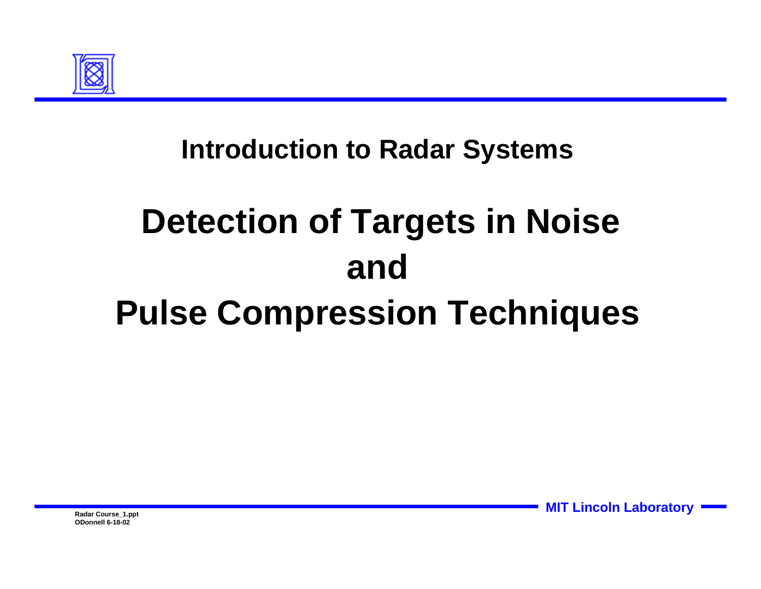## Introduction to Radar Systems

# Detection of Targets in Noise and Pulse Compression Techniques

Radar Course_1.ppt
ODonnell 6-18-02

MIT Lincoln Laboratory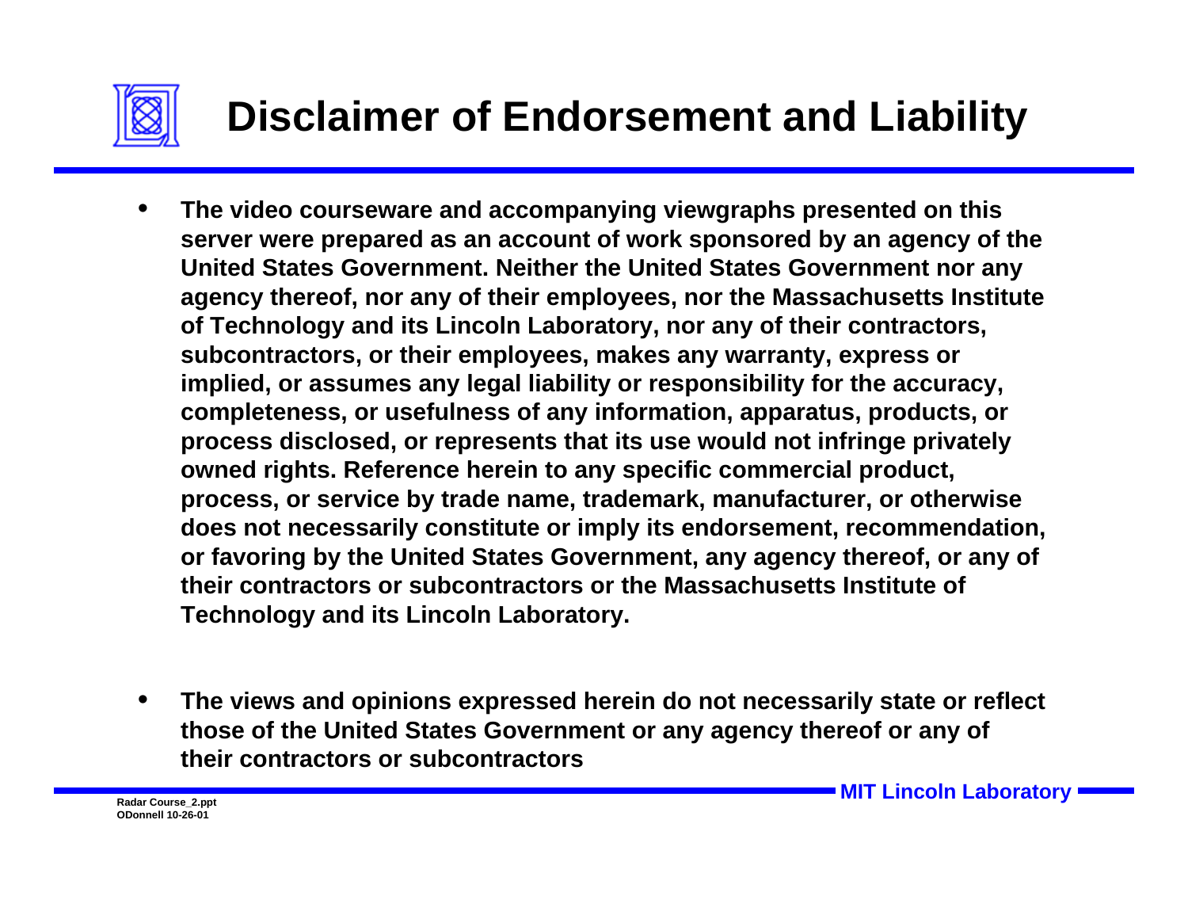# Disclaimer of Endorsement and Liability

- The video courseware and accompanying viewgraphs presented on this server were prepared as an account of work sponsored by an agency of the United States Government. Neither the United States Government nor any agency thereof, nor any of their employees, nor the Massachusetts Institute of Technology and its Lincoln Laboratory, nor any of their contractors, subcontractors, or their employees, makes any warranty, express or implied, or assumes any legal liability or responsibility for the accuracy, completeness, or usefulness of any information, apparatus, products, or process disclosed, or represents that its use would not infringe privately owned rights. Reference herein to any specific commercial product, process, or service by trade name, trademark, manufacturer, or otherwise does not necessarily constitute or imply its endorsement, recommendation, or favoring by the United States Government, any agency thereof, or any of their contractors or subcontractors or the Massachusetts Institute of Technology and its Lincoln Laboratory.

- The views and opinions expressed herein do not necessarily state or reflect those of the United States Government or any agency thereof or any of their contractors or subcontractors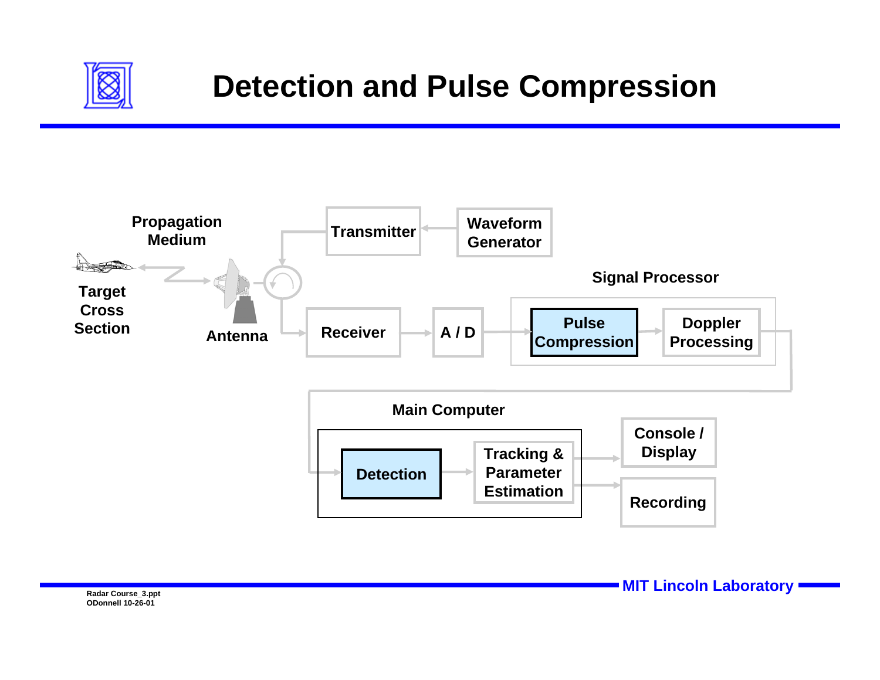# Detection and Pulse Compression

Propagation Medium

Target Cross Section

Antenna

Transmitter

Waveform Generator

Receiver

A / D

Signal Processor

Pulse Compression

Doppler Processing

Main Computer

Detection

Tracking & Parameter Estimation

Console / Display

Recording

Radar Course_3.ppt
ODonnell 10-26-01

MIT Lincoln Laboratory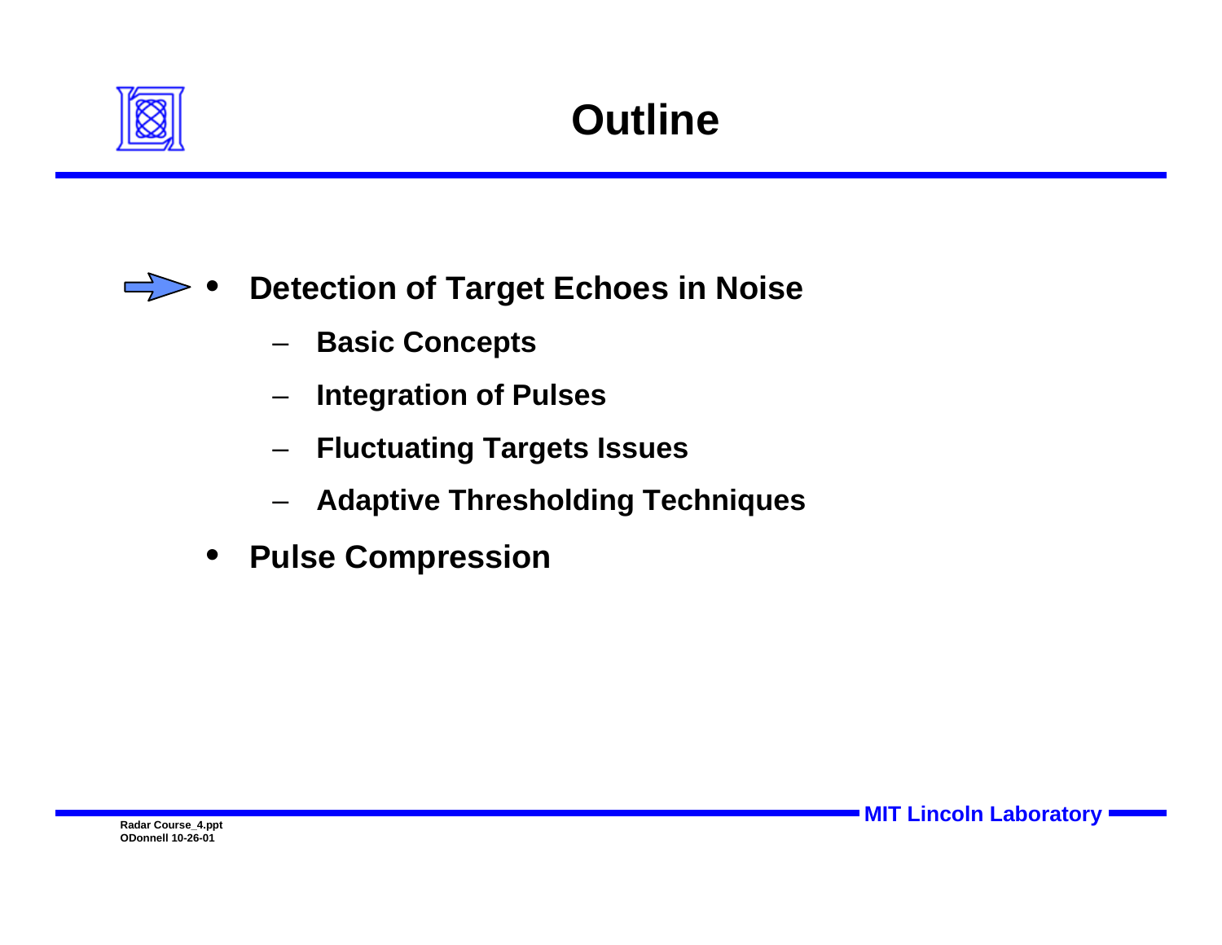# Outline

- **Detection of Target Echoes in Noise**
  - **Basic Concepts**
  - **Integration of Pulses**
  - **Fluctuating Targets Issues**
  - **Adaptive Thresholding Techniques**
- **Pulse Compression**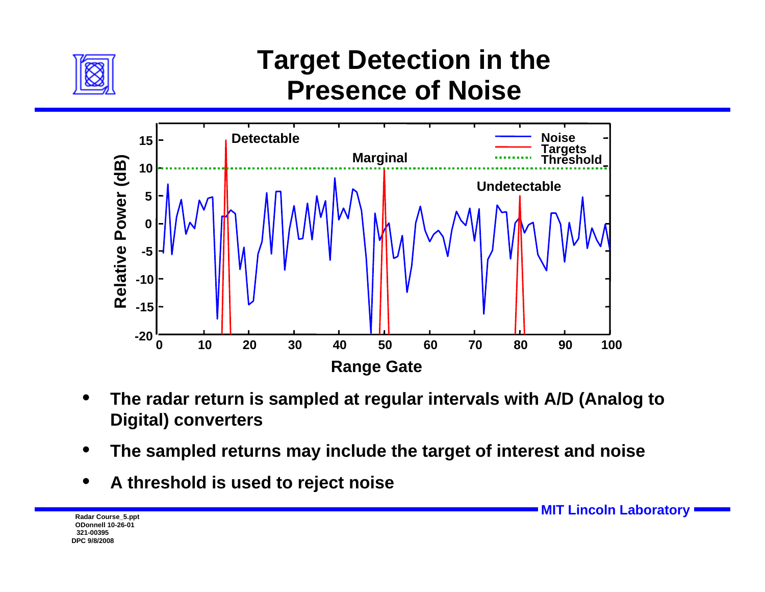# Target Detection in the Presence of Noise

- The radar return is sampled at regular intervals with A/D (Analog to Digital) converters
- The sampled returns may include the target of interest and noise
- A threshold is used to reject noise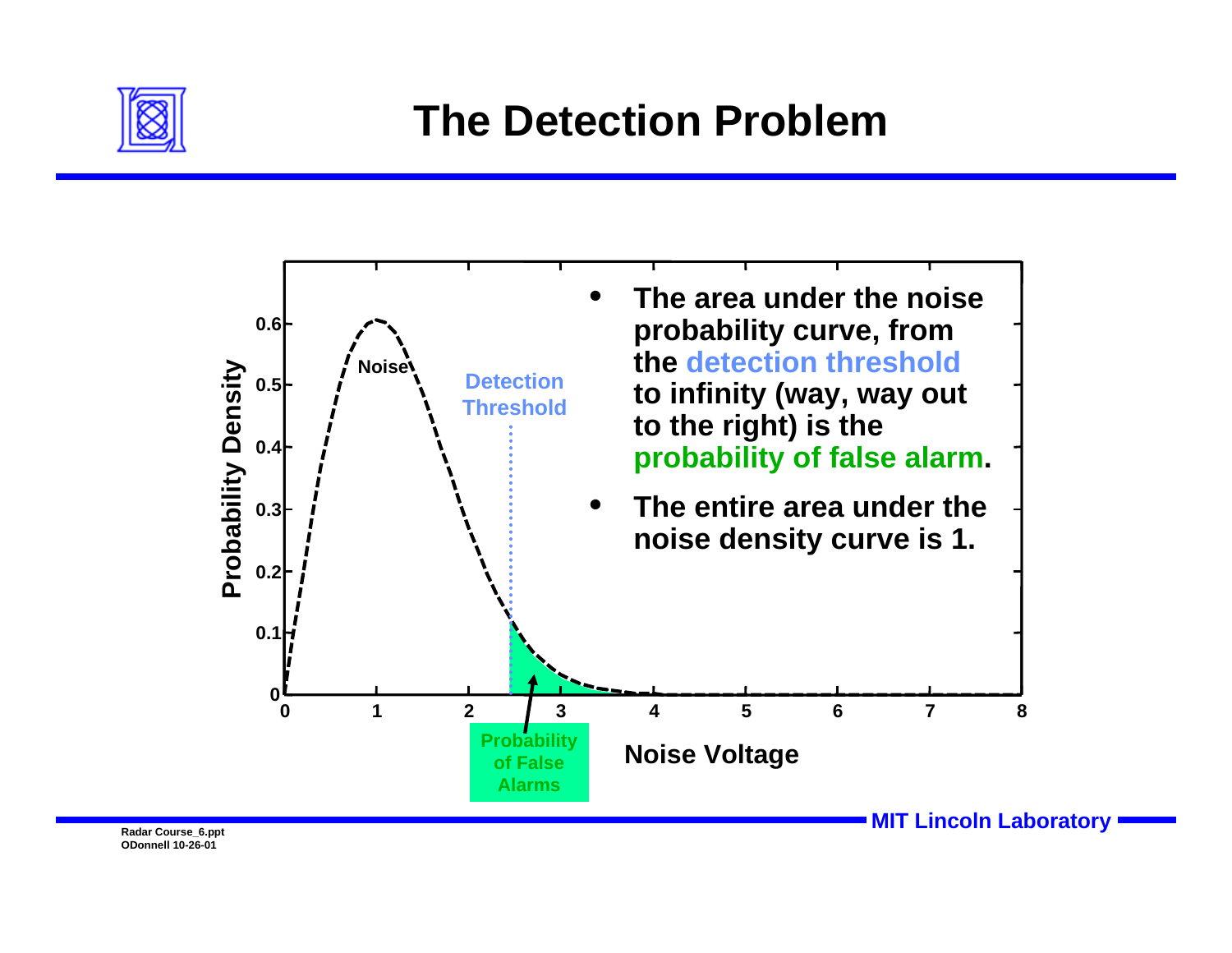# The Detection Problem

- The area under the noise probability curve, from the detection threshold to infinity (way, way out to the right) is the probability of false alarm.
- The entire area under the noise density curve is 1.

Noise

Detection Threshold

Probability of False Alarms

Probability Density

Noise Voltage

0.6
0.5
0.4
0.3
0.2
0.1
0

0 1 2 3 4 5 6 7 8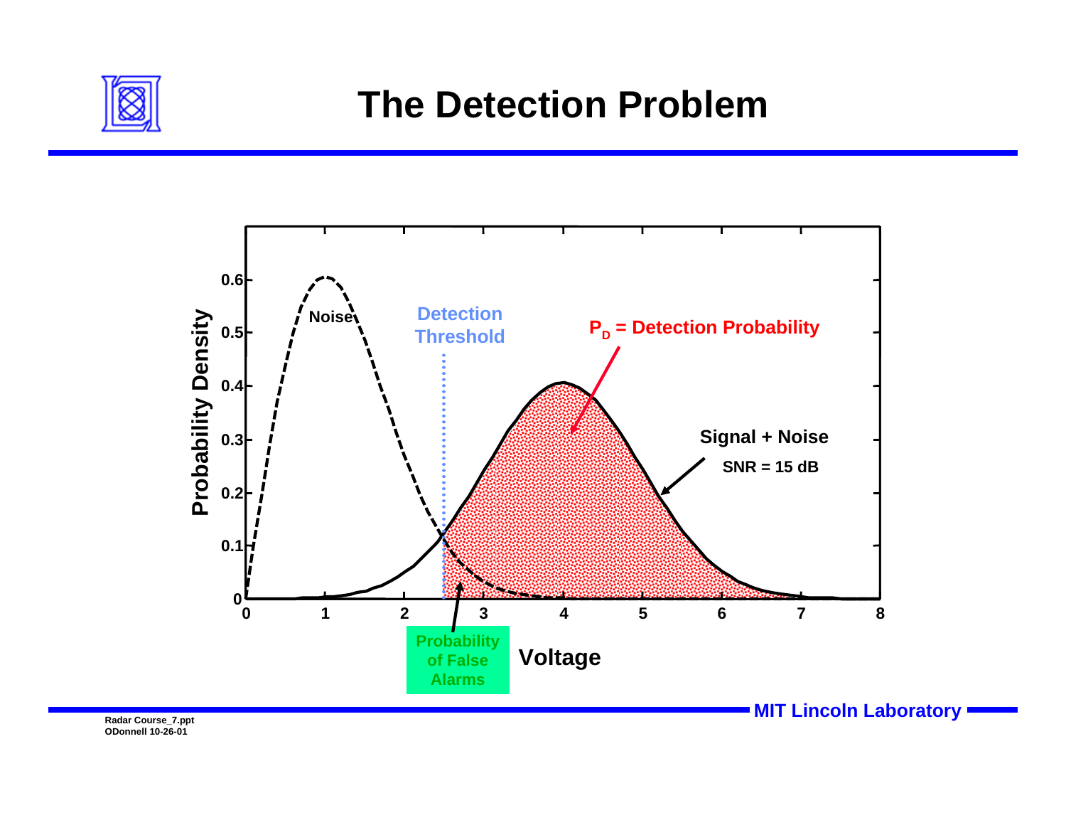# The Detection Problem

Probability Density

0.6
0.5
0.4
0.3
0.2
0.1
0

0 1 2 3 4 5 6 7 8

Voltage

Noise

Detection Threshold

$P_D$ = Detection Probability

Signal + Noise

SNR = 15 dB

Probability of False Alarms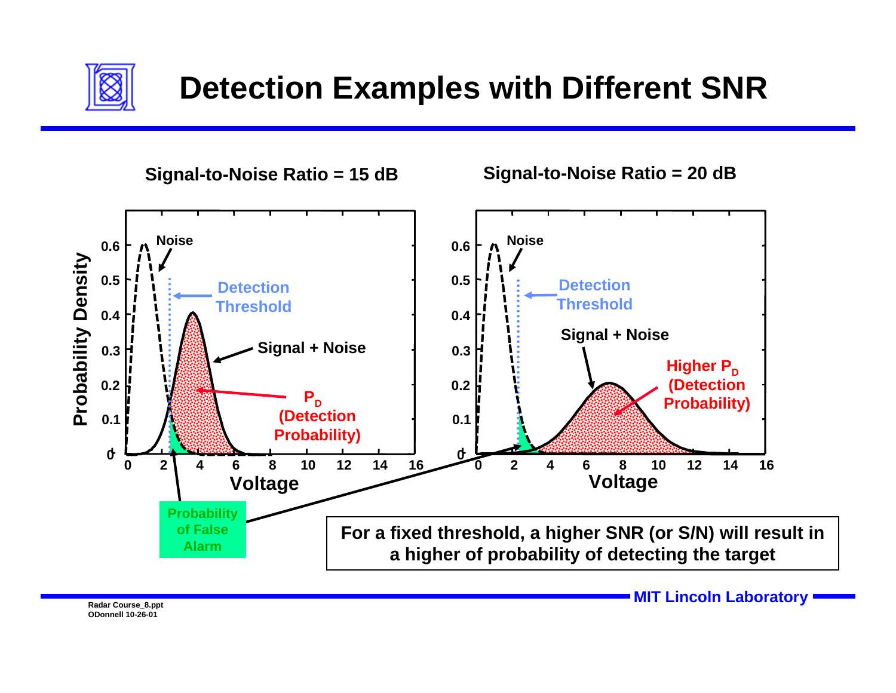# Detection Examples with Different SNR

**Signal-to-Noise Ratio = 15 dB**

**Signal-to-Noise Ratio = 20 dB**

Noise

Detection Threshold

Signal + Noise

$P_D$ (Detection Probability)

Higher $P_D$ (Detection Probability)

Probability of False Alarm

Probability Density

Voltage

**For a fixed threshold, a higher SNR (or S/N) will result in a higher of probability of detecting the target**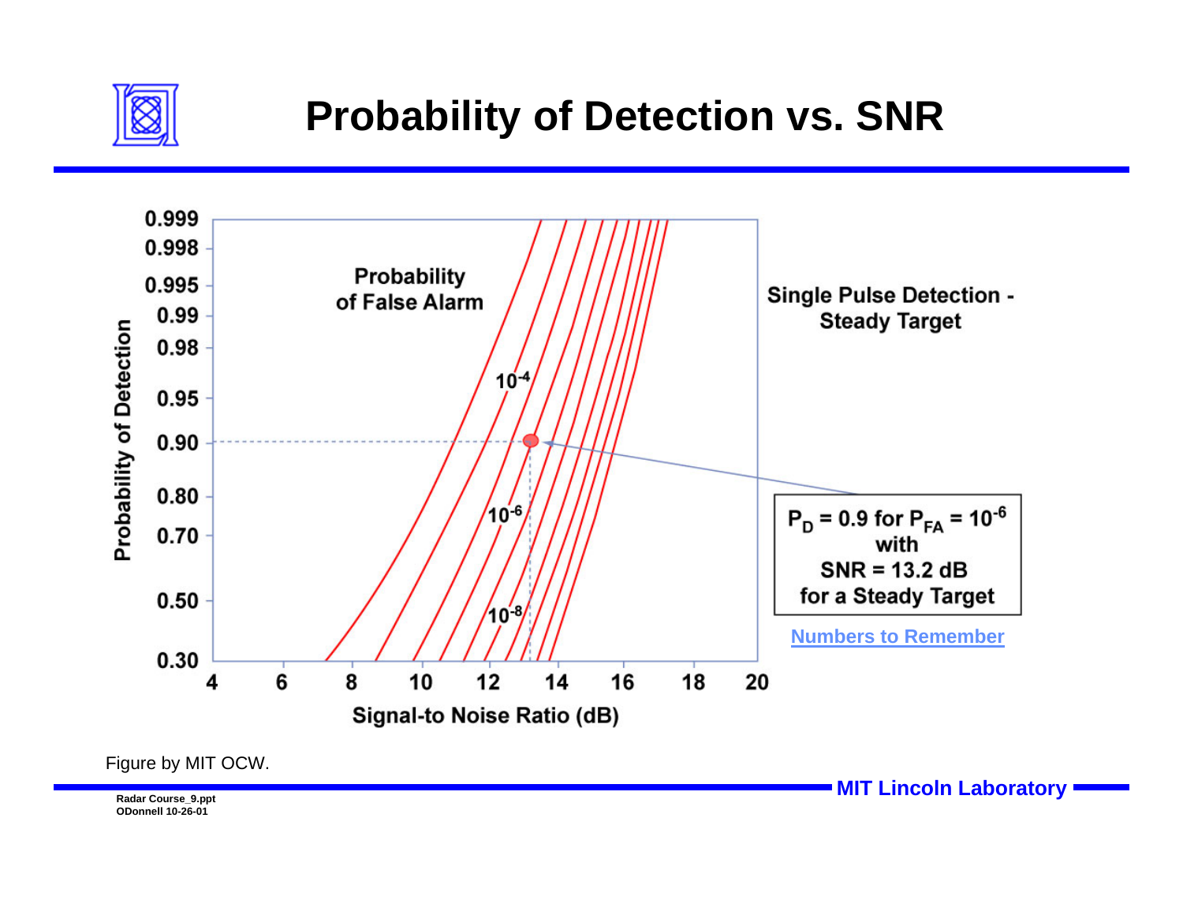# Probability of Detection vs. SNR

Probability of False Alarm

$10^{-4}$

$10^{-6}$

$10^{-8}$

Probability of Detection

Signal-to Noise Ratio (dB)

Single Pulse Detection - Steady Target

$P_D = 0.9$ for $P_{FA} = 10^{-6}$ with SNR = 13.2 dB for a Steady Target

Numbers to Remember

Figure by MIT OCW.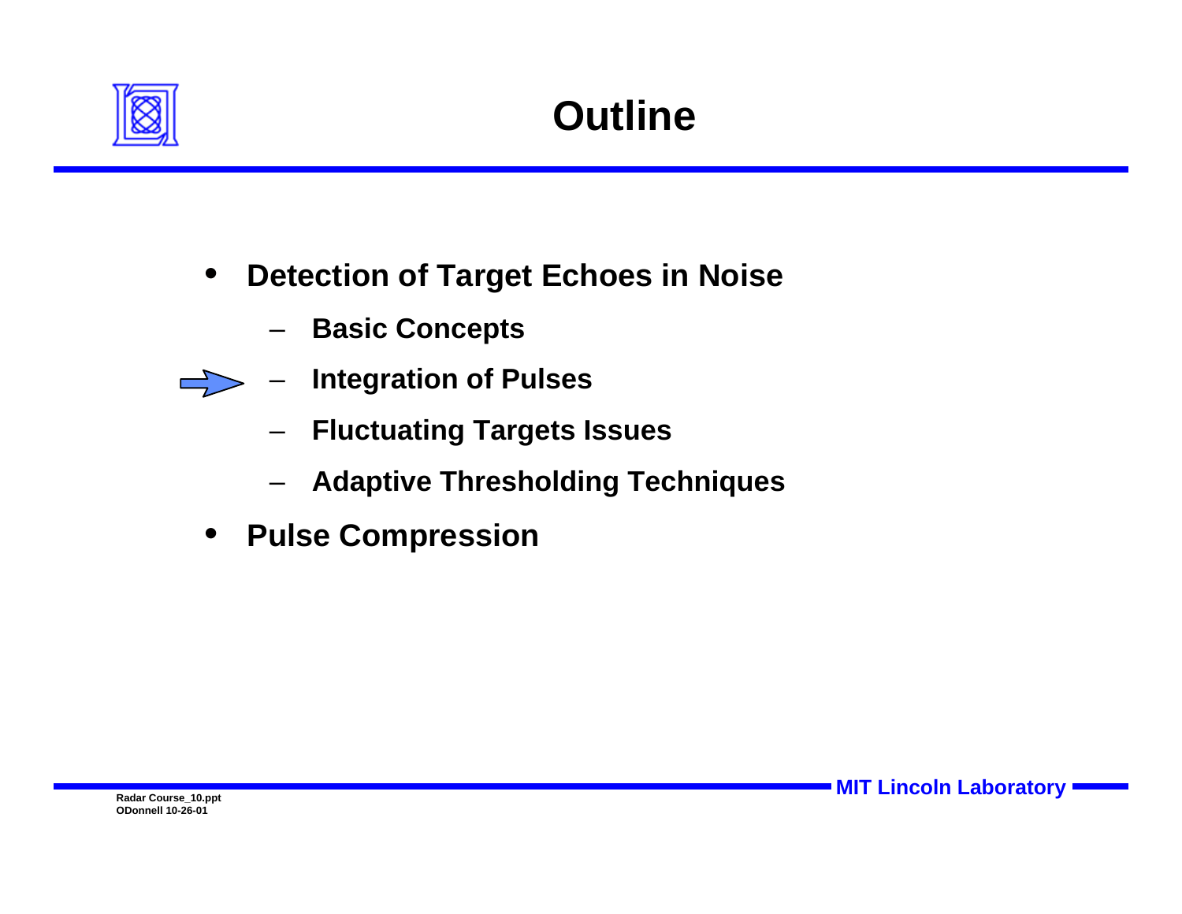# Outline

- **Detection of Target Echoes in Noise**
  - **Basic Concepts**
  - **Integration of Pulses**
  - **Fluctuating Targets Issues**
  - **Adaptive Thresholding Techniques**
- **Pulse Compression**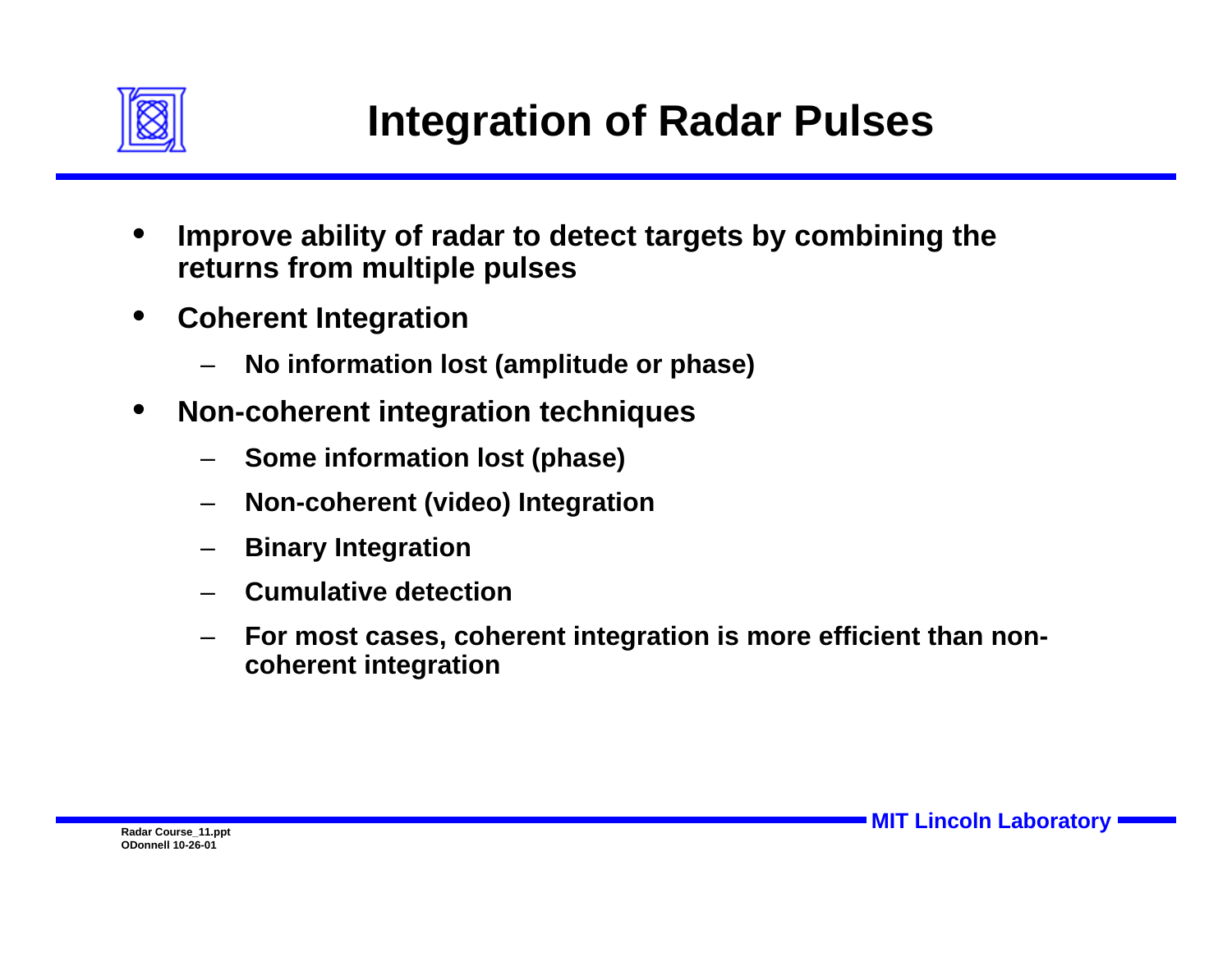# Integration of Radar Pulses

- **Improve ability of radar to detect targets by combining the returns from multiple pulses**
- **Coherent Integration**
  - **No information lost (amplitude or phase)**
- **Non-coherent integration techniques**
  - **Some information lost (phase)**
  - **Non-coherent (video) Integration**
  - **Binary Integration**
  - **Cumulative detection**
  - **For most cases, coherent integration is more efficient than non-coherent integration**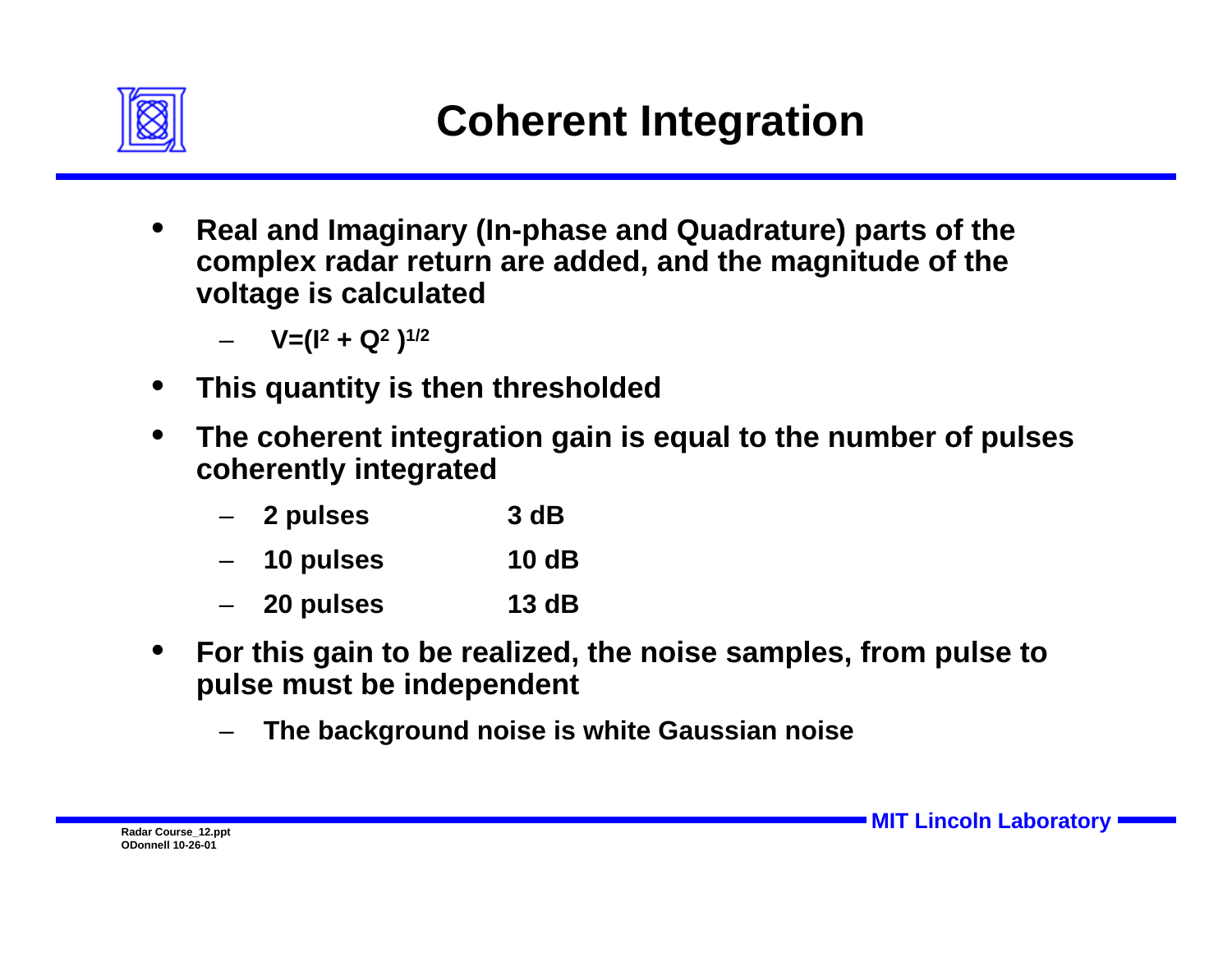# Coherent Integration

- Real and Imaginary (In-phase and Quadrature) parts of the complex radar return are added, and the magnitude of the voltage is calculated
  - $V=(I^2 + Q^2)^{1/2}$
- This quantity is then thresholded
- The coherent integration gain is equal to the number of pulses coherently integrated
  - 2 pulses 3 dB
  - 10 pulses 10 dB
  - 20 pulses 13 dB
- For this gain to be realized, the noise samples, from pulse to pulse must be independent
  - The background noise is white Gaussian noise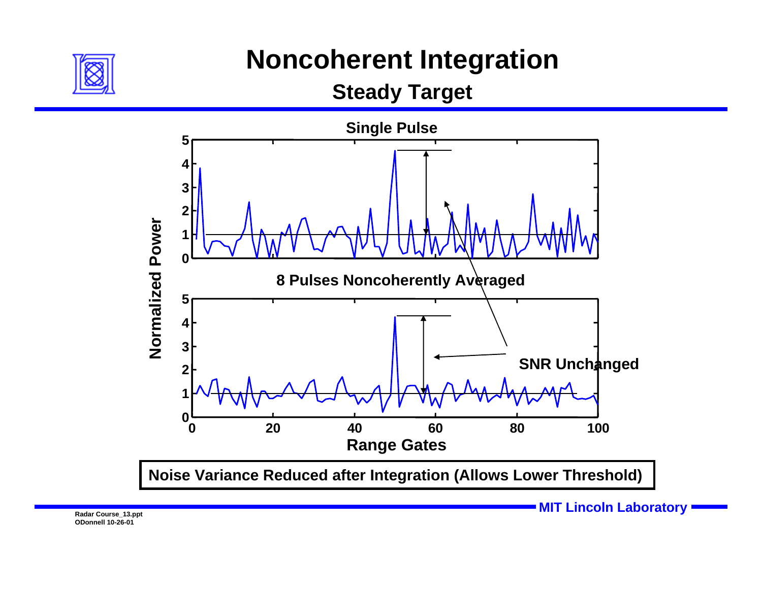# Noncoherent Integration

## Steady Target

**Single Pulse**

**8 Pulses Noncoherently Averaged**

SNR Unchanged

Normalized Power

Range Gates

**Noise Variance Reduced after Integration (Allows Lower Threshold)**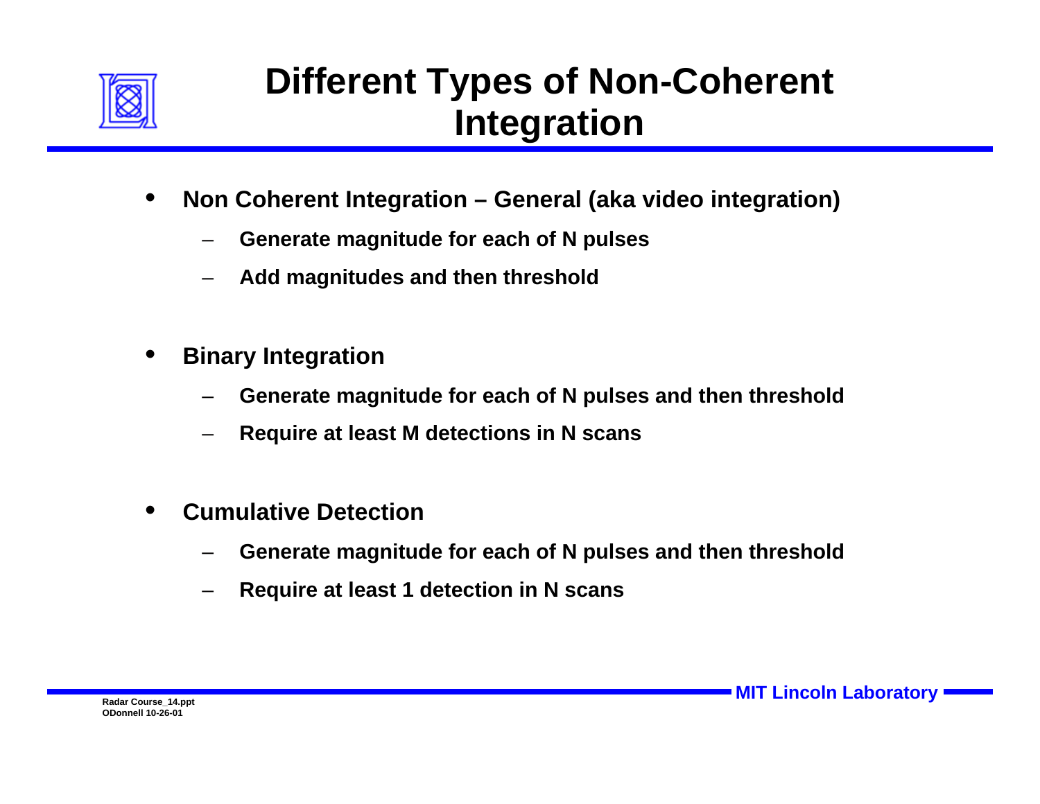# Different Types of Non-Coherent Integration

- **Non Coherent Integration – General (aka video integration)**
  - Generate magnitude for each of N pulses
  - Add magnitudes and then threshold

- **Binary Integration**
  - Generate magnitude for each of N pulses and then threshold
  - Require at least M detections in N scans

- **Cumulative Detection**
  - Generate magnitude for each of N pulses and then threshold
  - Require at least 1 detection in N scans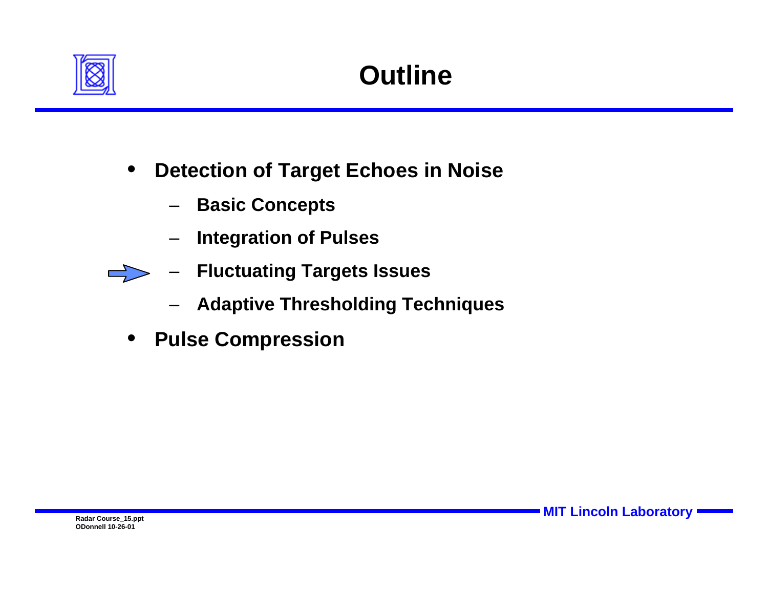# Outline

- **Detection of Target Echoes in Noise**
  - **Basic Concepts**
  - **Integration of Pulses**
  - **Fluctuating Targets Issues**
  - **Adaptive Thresholding Techniques**
- **Pulse Compression**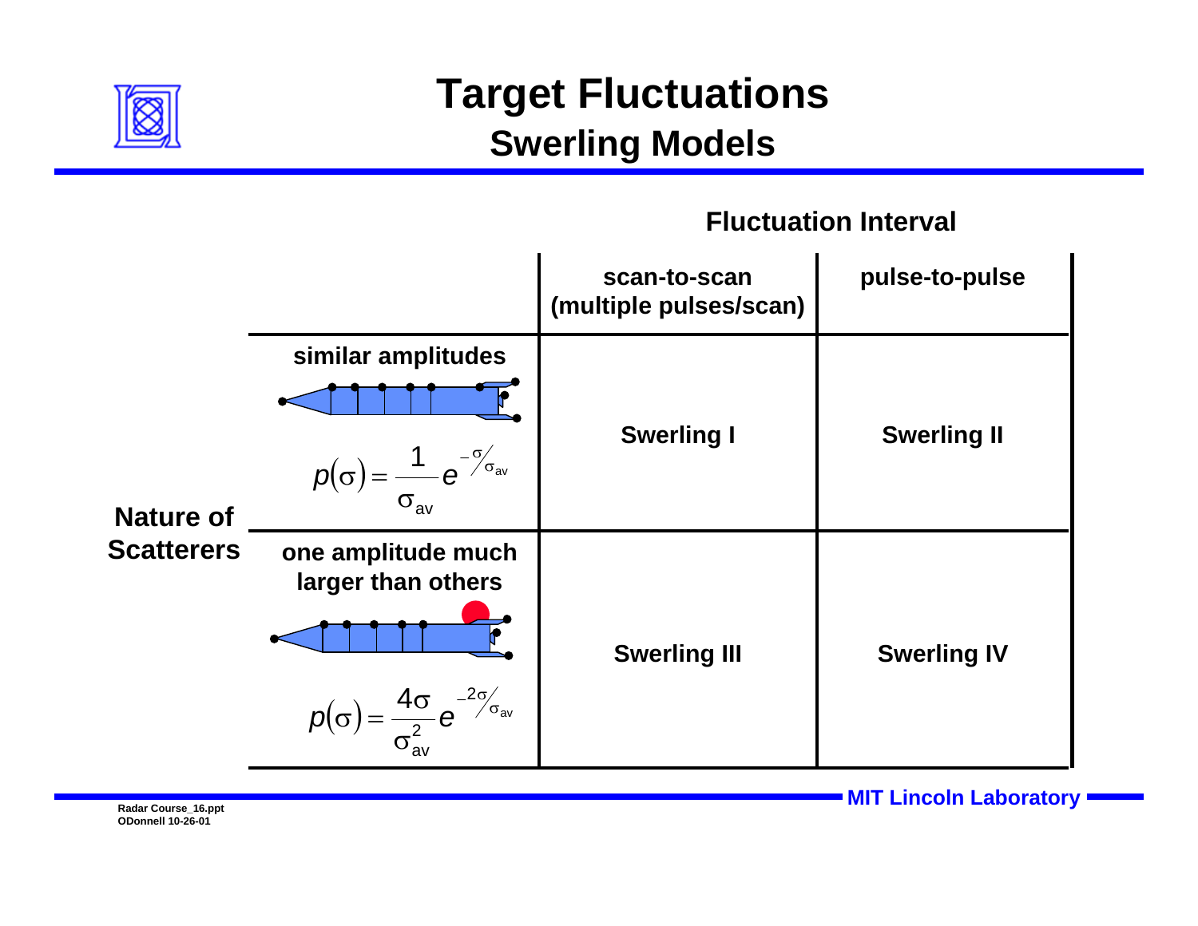# Target Fluctuations
## Swerling Models

**Fluctuation Interval**

| Nature of Scatterers | | scan-to-scan (multiple pulses/scan) | pulse-to-pulse |
|---|---|---|---|
| | **similar amplitudes** $p(\sigma) = \frac{1}{\sigma_{av}} e^{-\sigma/\sigma_{av}}$ | **Swerling I** | **Swerling II** |
| | **one amplitude much larger than others** $p(\sigma) = \frac{4\sigma}{\sigma_{av}^2} e^{-2\sigma/\sigma_{av}}$ | **Swerling III** | **Swerling IV** |

Radar Course_16.ppt
ODonnell 10-26-01

MIT Lincoln Laboratory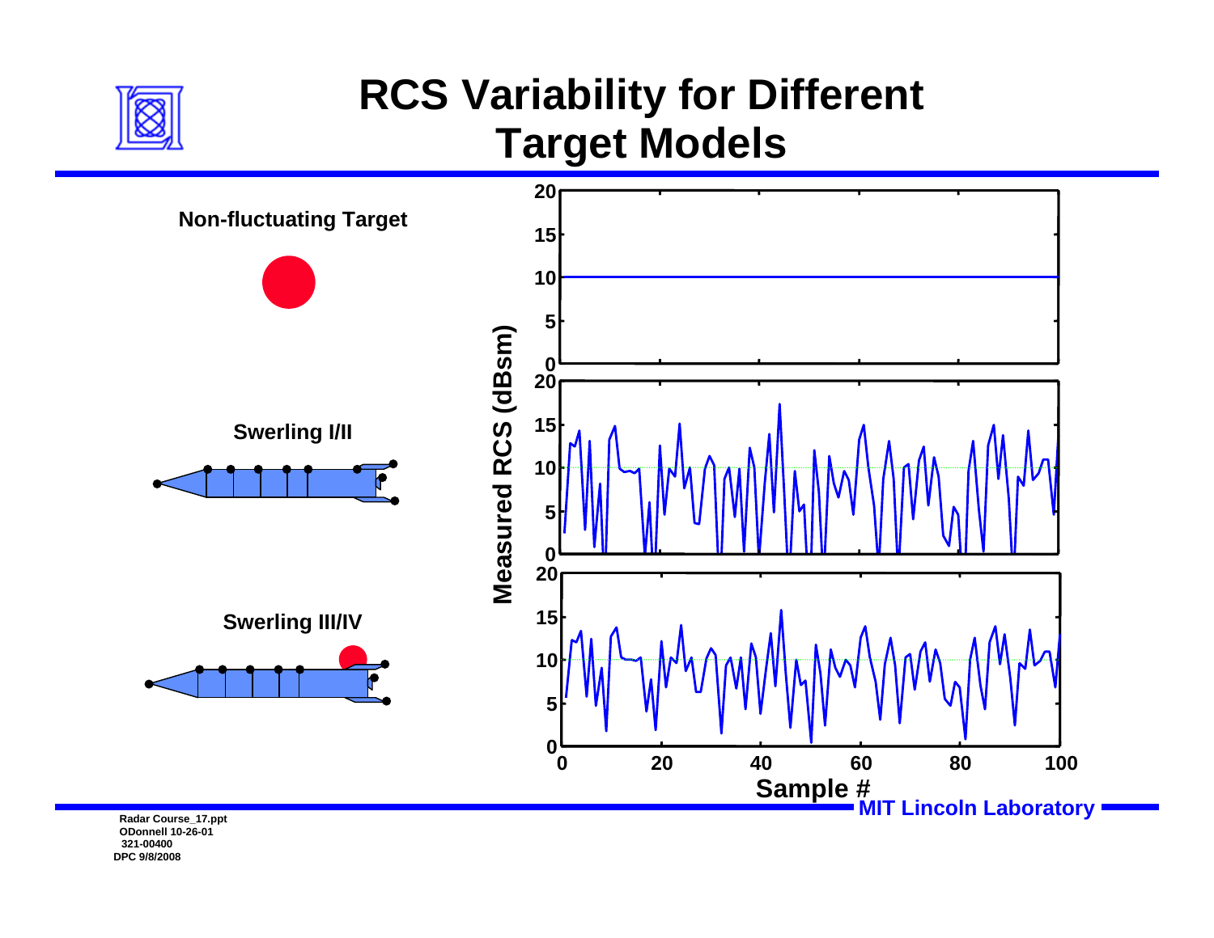# RCS Variability for Different Target Models

**Non-fluctuating Target**

**Swerling I/II**

**Swerling III/IV**

Measured RCS (dBsm)

Sample #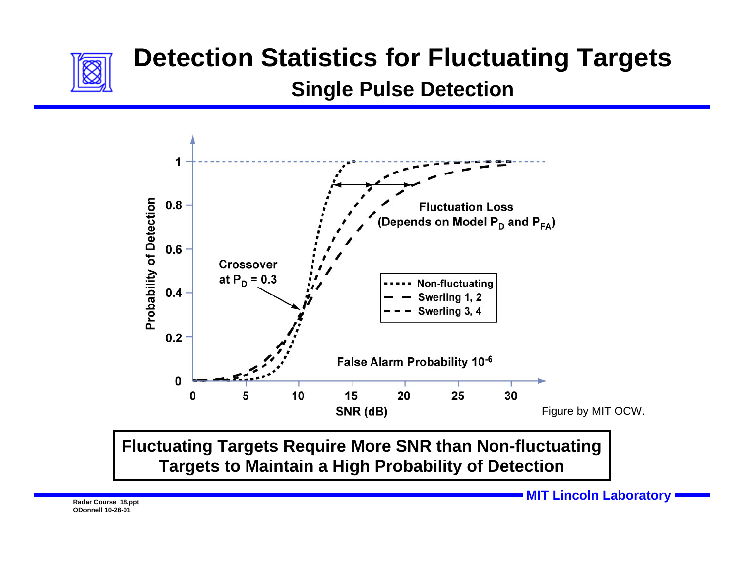# Detection Statistics for Fluctuating Targets

## Single Pulse Detection

Probability of Detection vs. SNR (dB)

- Crossover at $P_D = 0.3$
- Fluctuation Loss (Depends on Model $P_D$ and $P_{FA}$)
- False Alarm Probability $10^{-6}$

Legend: Non-fluctuating; Swerling 1, 2; Swerling 3, 4

Figure by MIT OCW.

**Fluctuating Targets Require More SNR than Non-fluctuating Targets to Maintain a High Probability of Detection**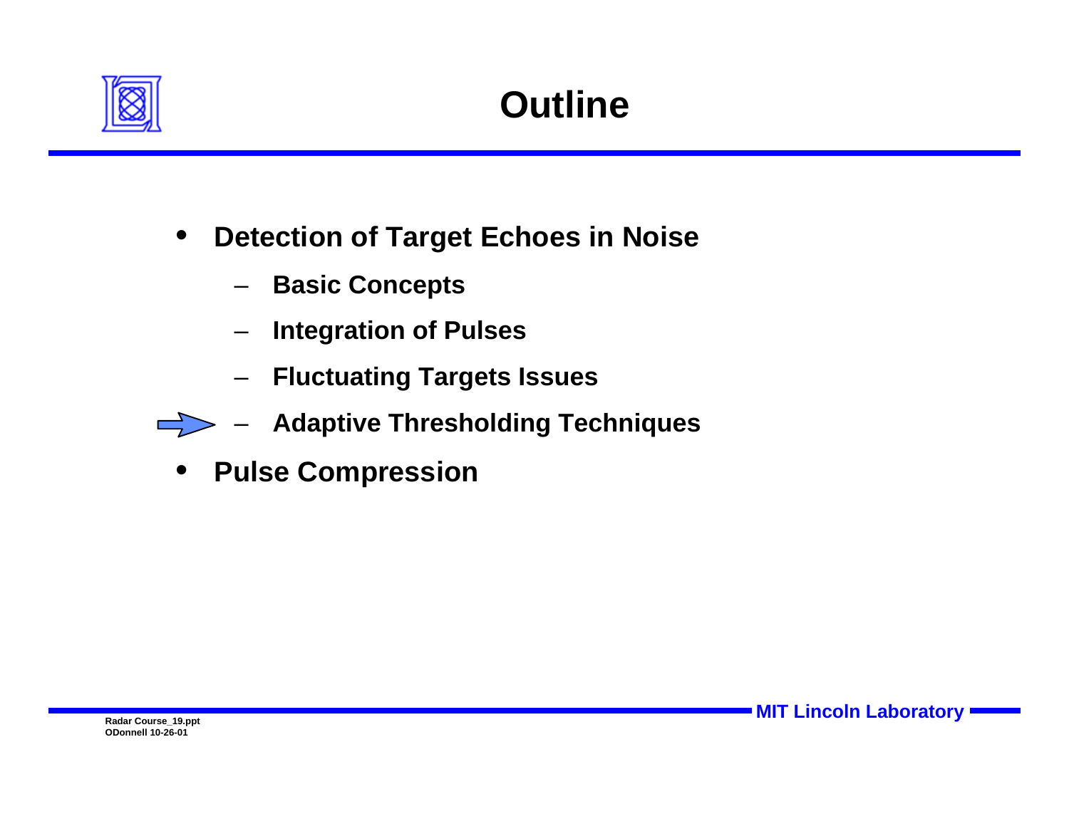# Outline

- **Detection of Target Echoes in Noise**
  - **Basic Concepts**
  - **Integration of Pulses**
  - **Fluctuating Targets Issues**
  - **Adaptive Thresholding Techniques**
- **Pulse Compression**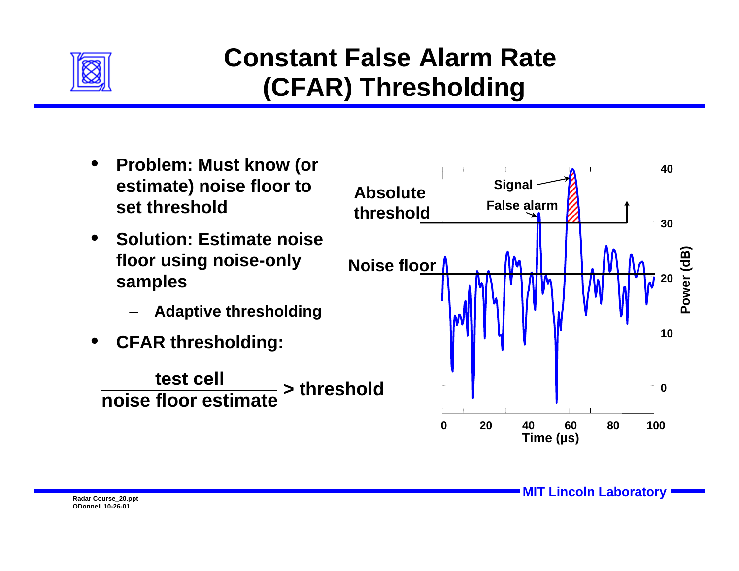# Constant False Alarm Rate (CFAR) Thresholding

- **Problem: Must know (or estimate) noise floor to set threshold**
- **Solution: Estimate noise floor using noise-only samples**
  - **Adaptive thresholding**
- **CFAR thresholding:**

$$\frac{\text{test cell}}{\text{noise floor estimate}} > \text{threshold}$$

Absolute threshold

Noise floor

Signal

False alarm

Power (dB): 0, 10, 20, 30, 40

Time (μs): 0, 20, 40, 60, 80, 100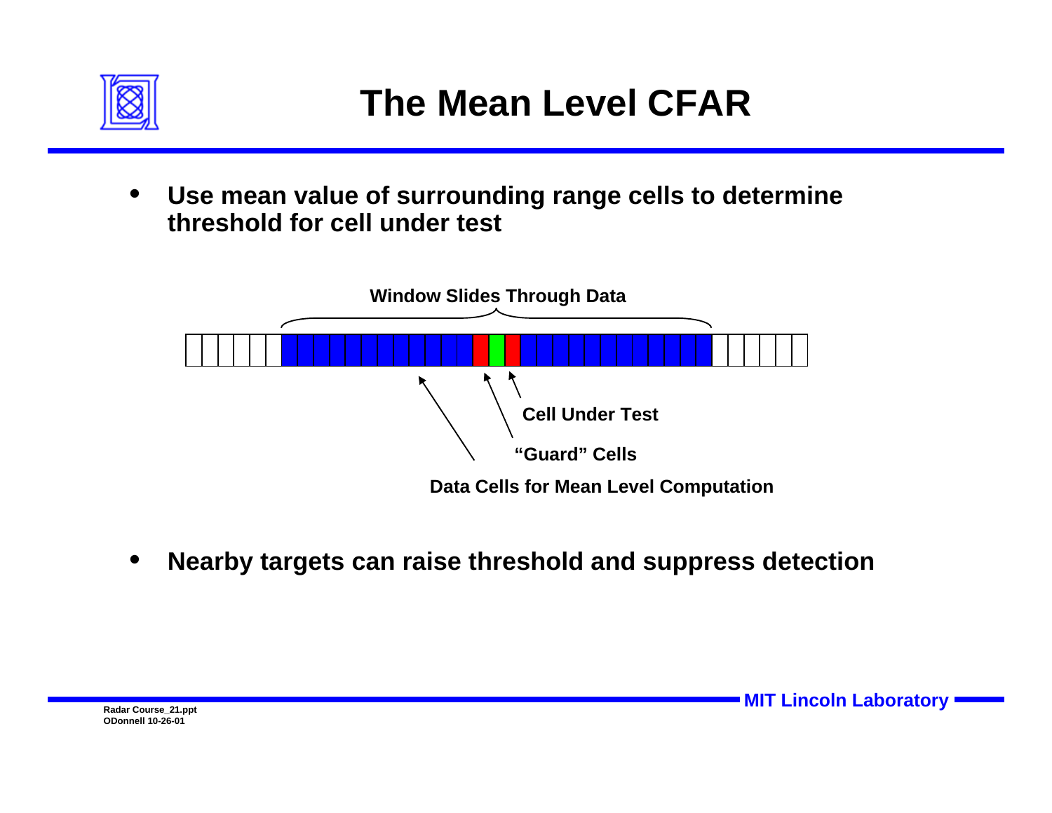# The Mean Level CFAR

- **Use mean value of surrounding range cells to determine threshold for cell under test**

**Window Slides Through Data**

**Cell Under Test**

**"Guard" Cells**

**Data Cells for Mean Level Computation**

- **Nearby targets can raise threshold and suppress detection**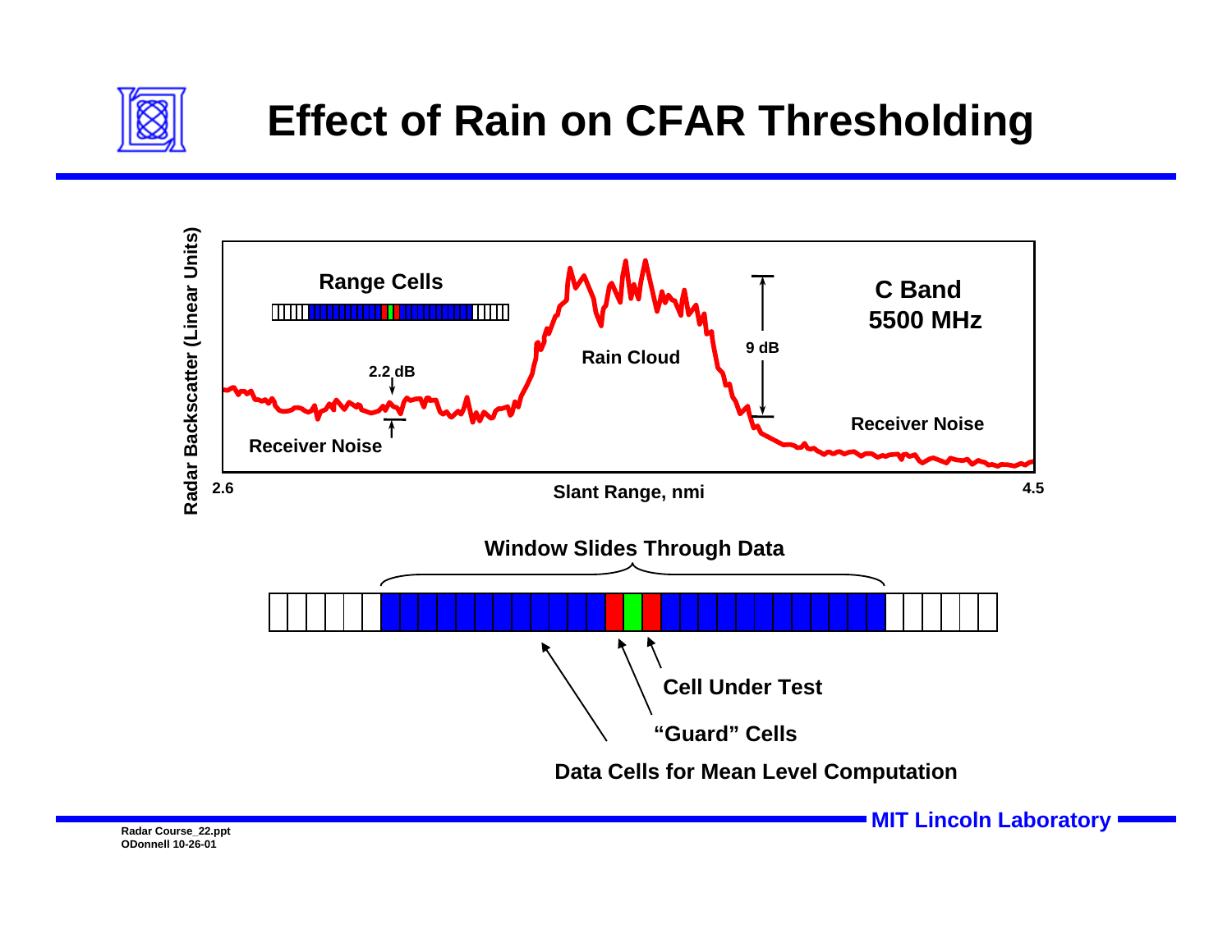# Effect of Rain on CFAR Thresholding

Range Cells

C Band
5500 MHz

2.2 dB

9 dB

Rain Cloud

Receiver Noise

Receiver Noise

Radar Backscatter (Linear Units)

2.6 Slant Range, nmi 4.5

Window Slides Through Data

Cell Under Test

"Guard" Cells

Data Cells for Mean Level Computation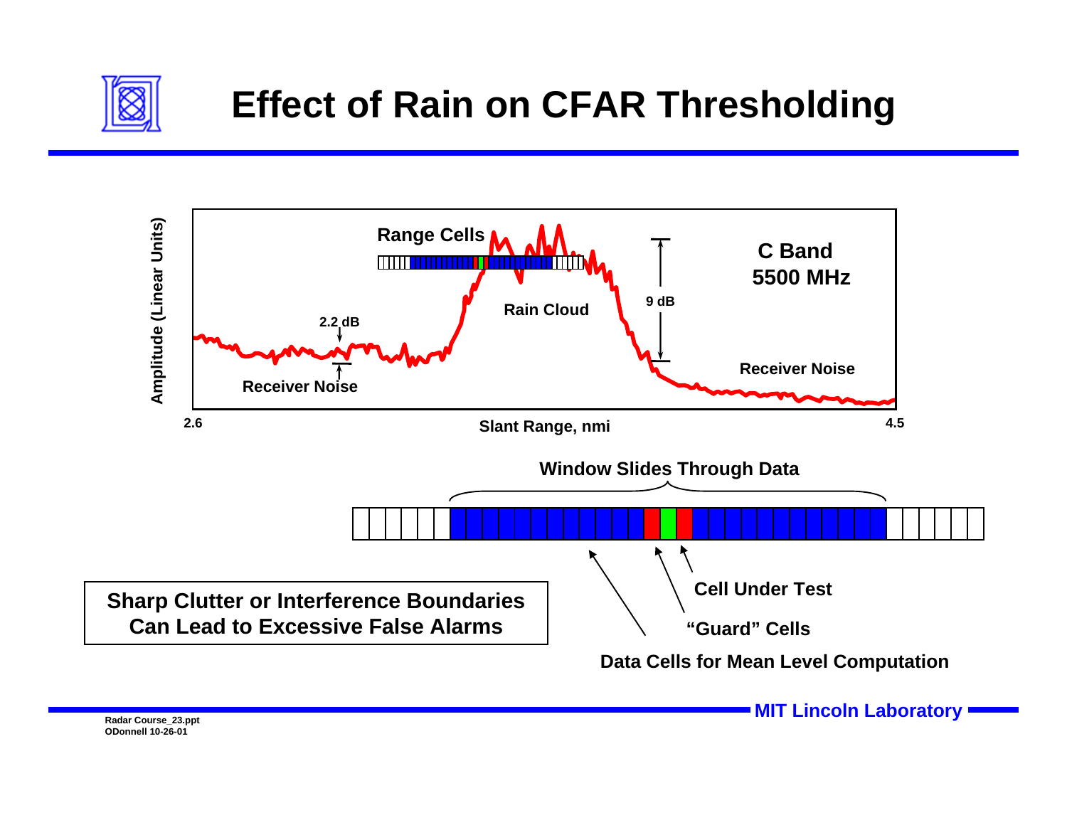# Effect of Rain on CFAR Thresholding

Amplitude (Linear Units)

Range Cells

C Band
5500 MHz

9 dB

Rain Cloud

2.2 dB

Receiver Noise

Receiver Noise

2.6

Slant Range, nmi

4.5

Window Slides Through Data

Cell Under Test

"Guard" Cells

Data Cells for Mean Level Computation

**Sharp Clutter or Interference Boundaries Can Lead to Excessive False Alarms**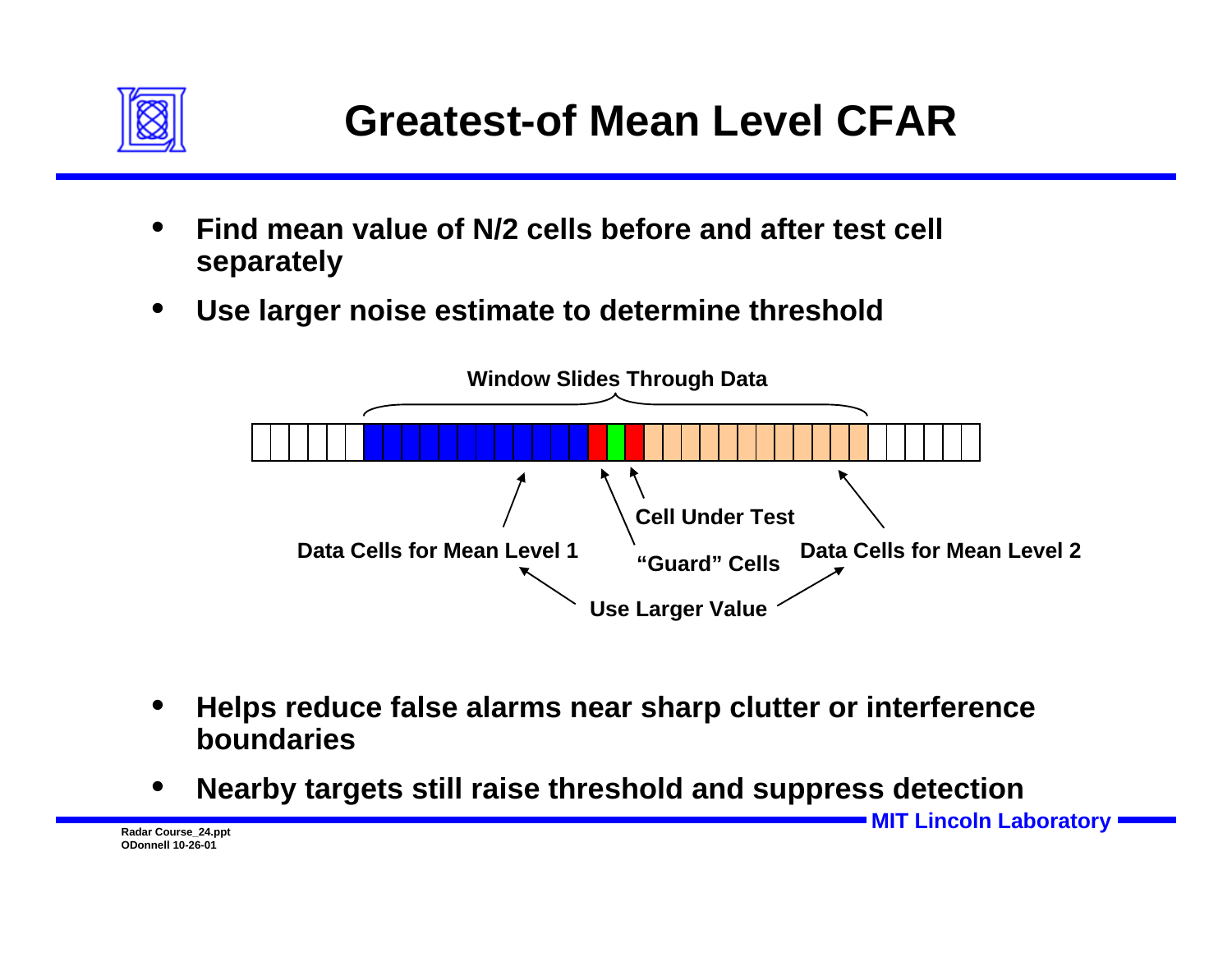# Greatest-of Mean Level CFAR

- Find mean value of N/2 cells before and after test cell separately
- Use larger noise estimate to determine threshold

Window Slides Through Data

Data Cells for Mean Level 1

"Guard" Cells

Cell Under Test

Data Cells for Mean Level 2

Use Larger Value

- Helps reduce false alarms near sharp clutter or interference boundaries
- Nearby targets still raise threshold and suppress detection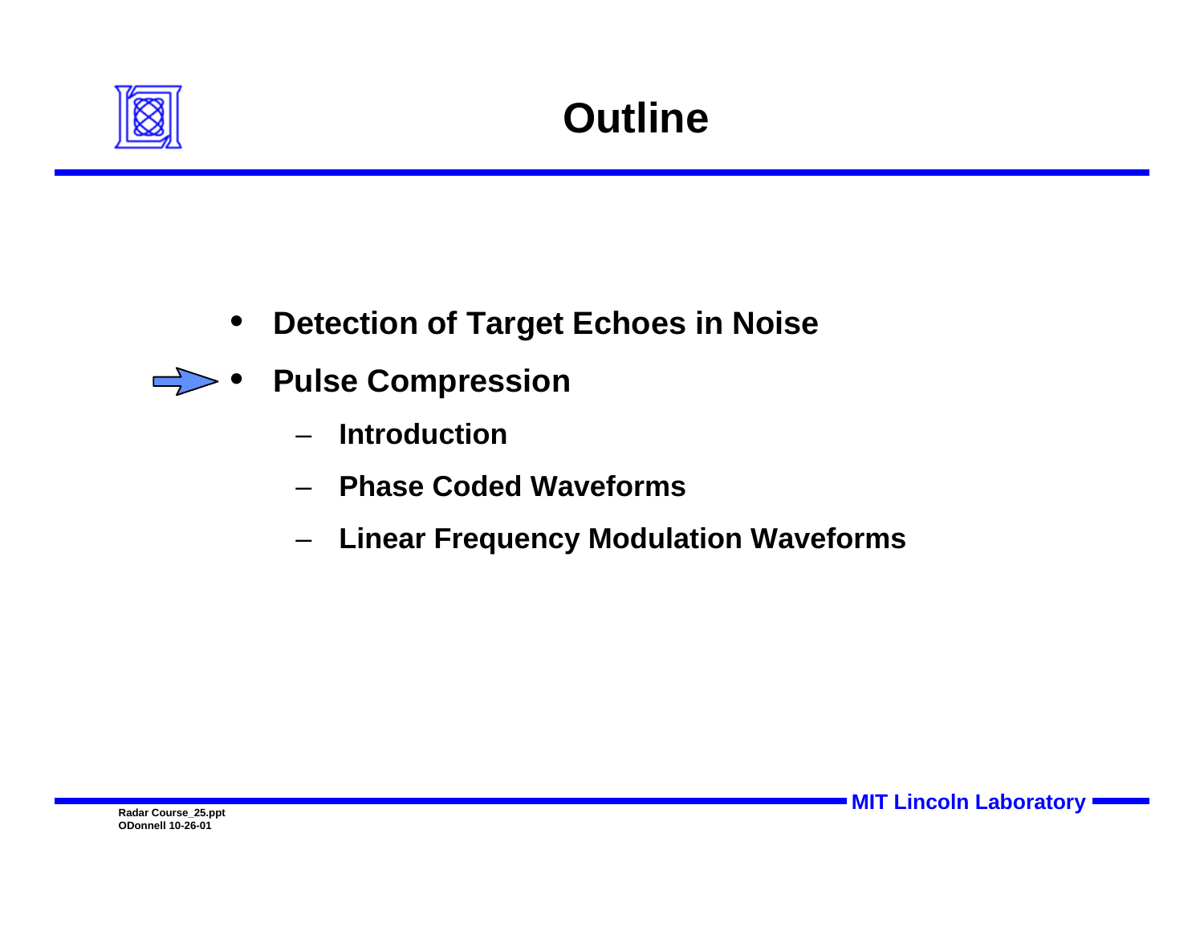# Outline

- **Detection of Target Echoes in Noise**
- **Pulse Compression**
  - **Introduction**
  - **Phase Coded Waveforms**
  - **Linear Frequency Modulation Waveforms**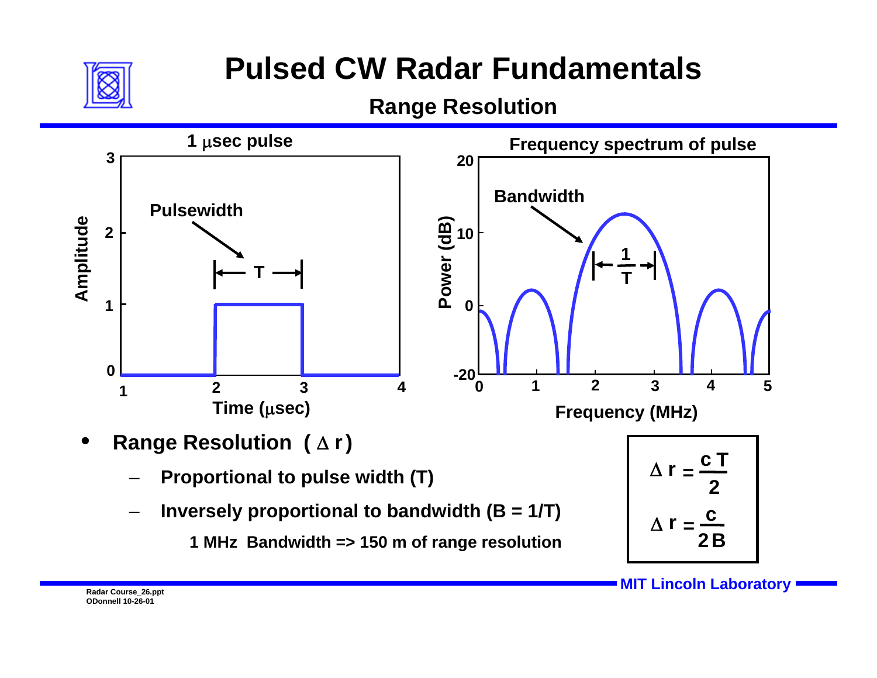# Pulsed CW Radar Fundamentals

## Range Resolution

**1 μsec pulse**

Amplitude; Pulsewidth; T; Time (μsec)

**Frequency spectrum of pulse**

Power (dB); Bandwidth; $\frac{1}{T}$; Frequency (MHz)

- **Range Resolution ( $\Delta r$ )**
  - **Proportional to pulse width (T)**
  - **Inversely proportional to bandwidth (B = 1/T)**

    **1 MHz Bandwidth => 150 m of range resolution**

$$\Delta r = \frac{c\,T}{2}$$

$$\Delta r = \frac{c}{2B}$$

MIT Lincoln Laboratory

Radar Course_26.ppt
ODonnell 10-26-01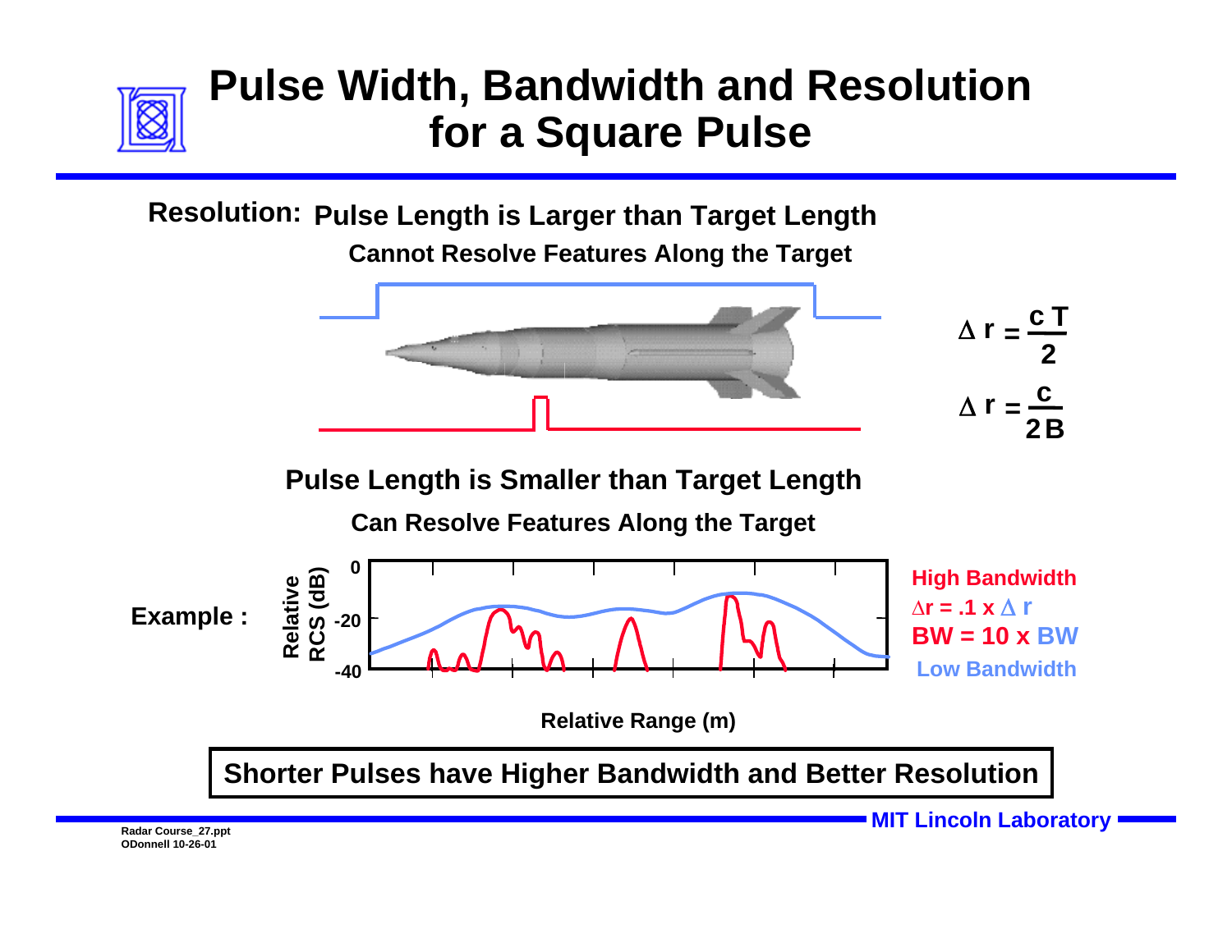# Pulse Width, Bandwidth and Resolution for a Square Pulse

**Resolution:** **Pulse Length is Larger than Target Length**

**Cannot Resolve Features Along the Target**

$$\Delta r = \frac{c\,T}{2}$$

$$\Delta r = \frac{c}{2B}$$

**Pulse Length is Smaller than Target Length**

**Can Resolve Features Along the Target**

**Example :**

Relative RCS (dB): 0, -20, -40

Relative Range (m)

**High Bandwidth**

$\Delta r = .1 \times \Delta r$

**BW = 10 x BW**

**Low Bandwidth**

**Shorter Pulses have Higher Bandwidth and Better Resolution**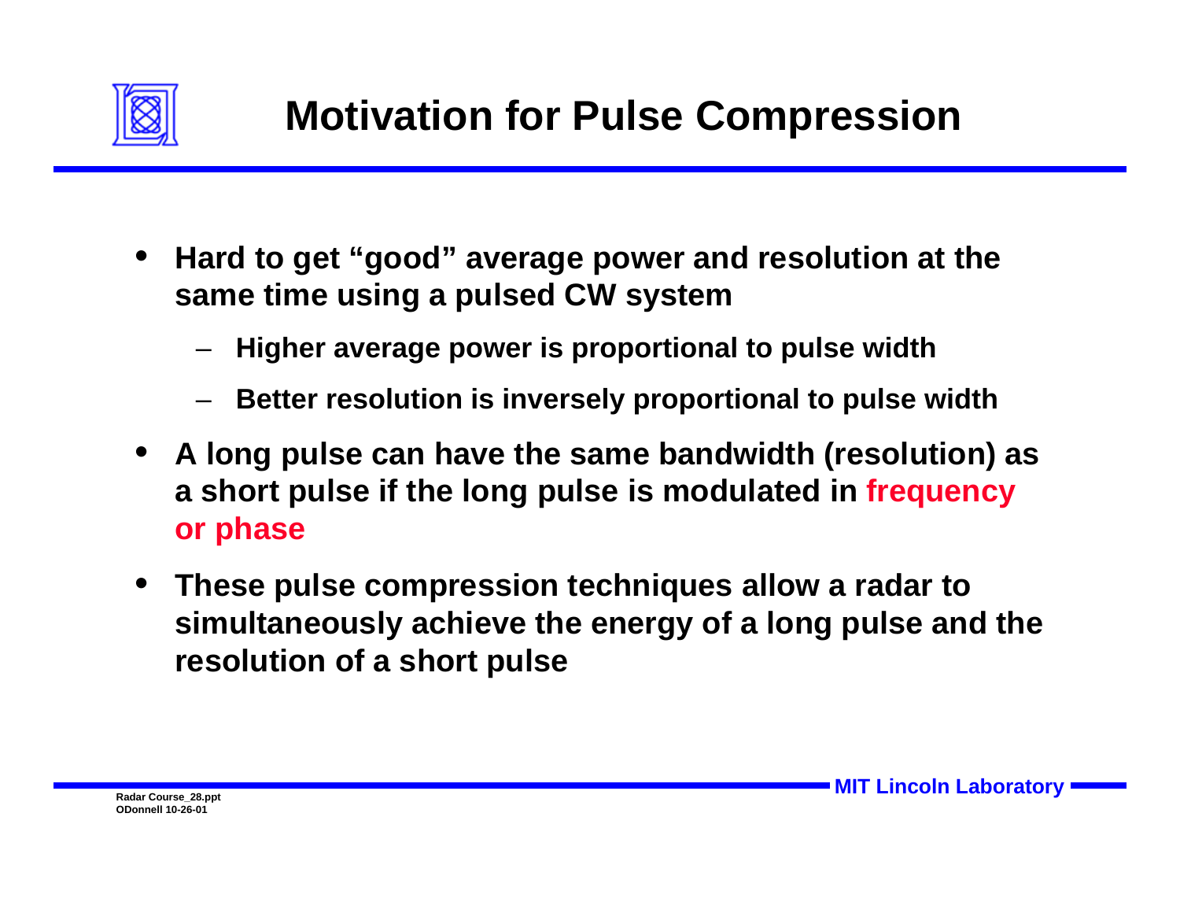# Motivation for Pulse Compression

- Hard to get "good" average power and resolution at the same time using a pulsed CW system
  - Higher average power is proportional to pulse width
  - Better resolution is inversely proportional to pulse width
- A long pulse can have the same bandwidth (resolution) as a short pulse if the long pulse is modulated in frequency or phase
- These pulse compression techniques allow a radar to simultaneously achieve the energy of a long pulse and the resolution of a short pulse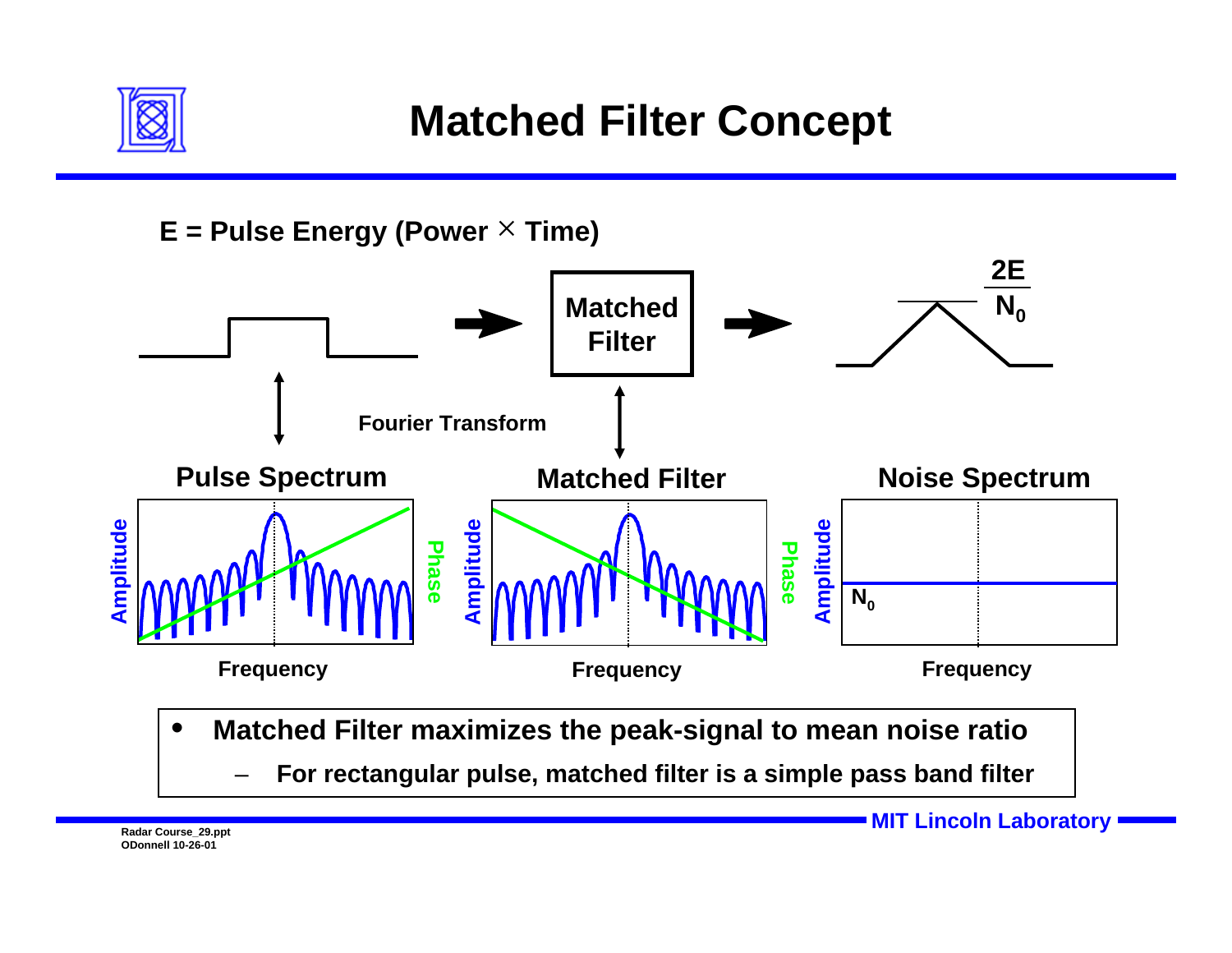# Matched Filter Concept

**E = Pulse Energy (Power × Time)**

Matched Filter

$\frac{2E}{N_0}$

Fourier Transform

**Pulse Spectrum** — Amplitude / Phase vs. Frequency

**Matched Filter** — Amplitude / Phase vs. Frequency

**Noise Spectrum** — Amplitude vs. Frequency ($N_0$)

- **Matched Filter maximizes the peak-signal to mean noise ratio**
  - **For rectangular pulse, matched filter is a simple pass band filter**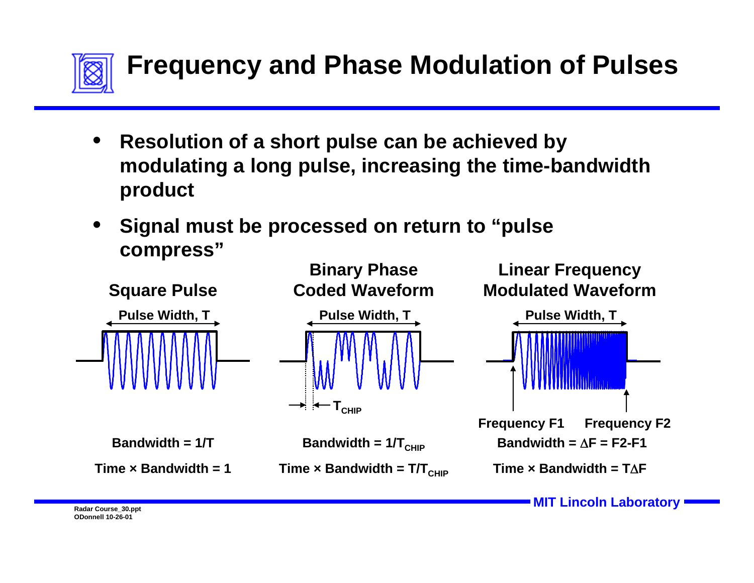# Frequency and Phase Modulation of Pulses

- Resolution of a short pulse can be achieved by modulating a long pulse, increasing the time-bandwidth product
- Signal must be processed on return to "pulse compress"

| Square Pulse | Binary Phase Coded Waveform | Linear Frequency Modulated Waveform |
| --- | --- | --- |
| Pulse Width, $T$ | Pulse Width, $T$ | Pulse Width, $T$ |
| | $T_{CHIP}$ | Frequency F1 — Frequency F2 |
| Bandwidth = $1/T$ | Bandwidth = $1/T_{CHIP}$ | Bandwidth = $\Delta F = F2 - F1$ |
| Time × Bandwidth = 1 | Time × Bandwidth = $T/T_{CHIP}$ | Time × Bandwidth = $T\Delta F$ |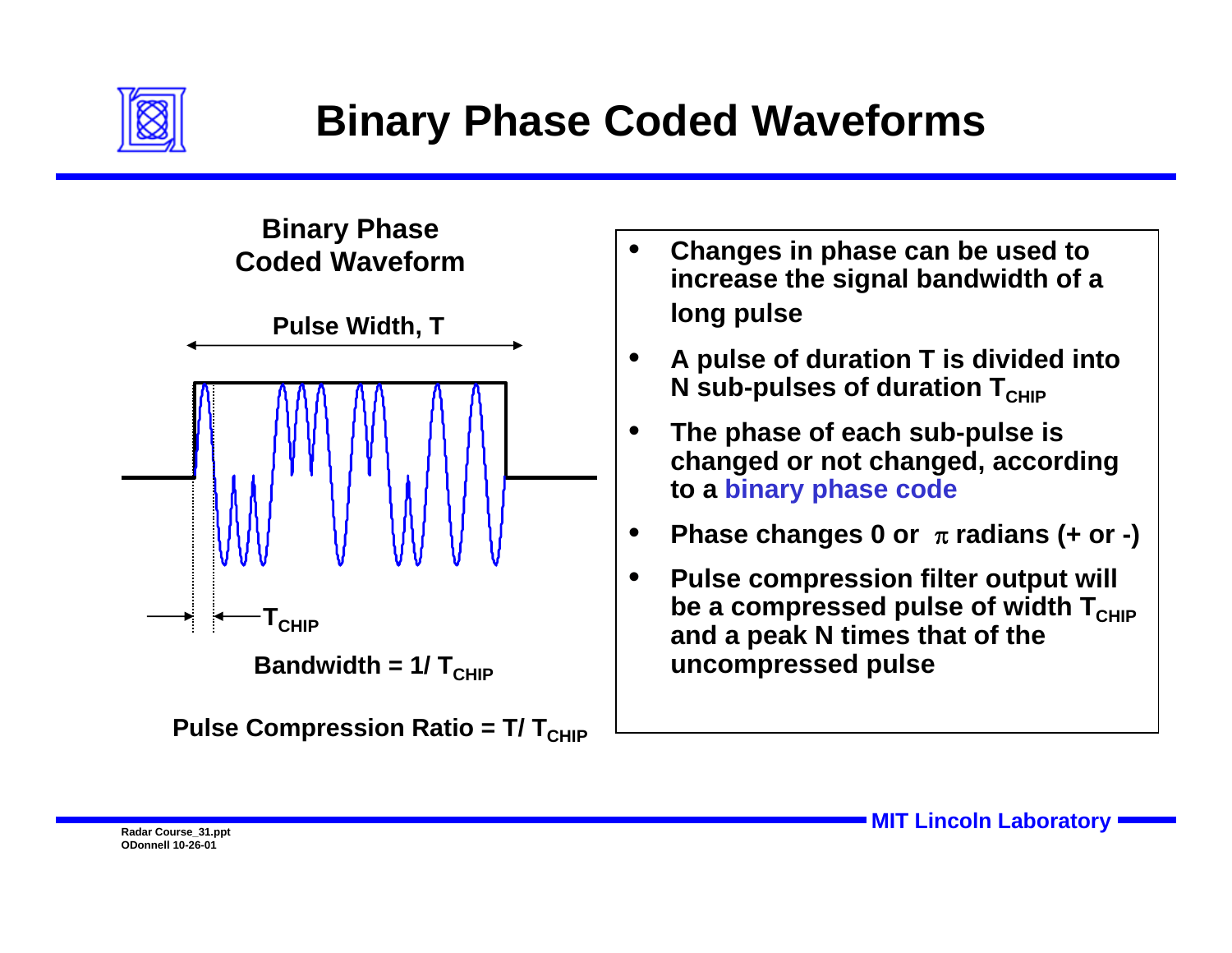# Binary Phase Coded Waveforms

**Binary Phase Coded Waveform**

Pulse Width, T

$T_{CHIP}$

**Bandwidth = $1/T_{CHIP}$**

**Pulse Compression Ratio = $T/T_{CHIP}$**

- **Changes in phase can be used to increase the signal bandwidth of a long pulse**
- **A pulse of duration T is divided into N sub-pulses of duration $T_{CHIP}$**
- **The phase of each sub-pulse is changed or not changed, according to a binary phase code**
- **Phase changes 0 or $\pi$ radians (+ or -)**
- **Pulse compression filter output will be a compressed pulse of width $T_{CHIP}$ and a peak N times that of the uncompressed pulse**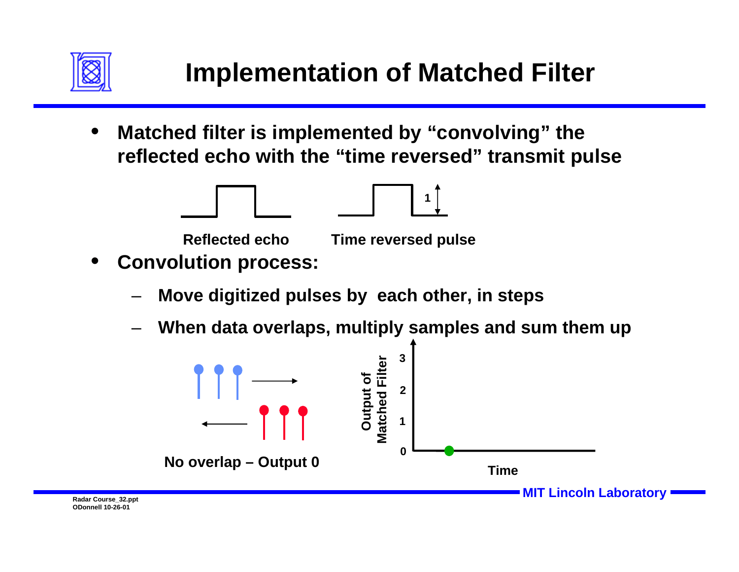# Implementation of Matched Filter

- **Matched filter is implemented by "convolving" the reflected echo with the "time reversed" transmit pulse**

Reflected echo    Time reversed pulse

1

- **Convolution process:**
  - **Move digitized pulses by each other, in steps**
  - **When data overlaps, multiply samples and sum them up**

No overlap – Output 0

Output of Matched Filter

3
2
1
0

Time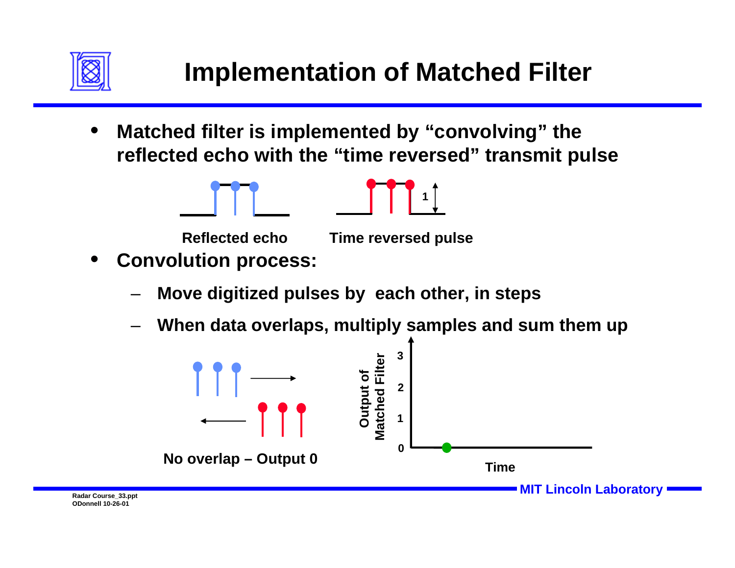# Implementation of Matched Filter

- **Matched filter is implemented by "convolving" the reflected echo with the "time reversed" transmit pulse**

**Reflected echo** **Time reversed pulse**

- **Convolution process:**
  - **Move digitized pulses by each other, in steps**
  - **When data overlaps, multiply samples and sum them up**

**No overlap – Output 0**

**Output of Matched Filter**

**Time**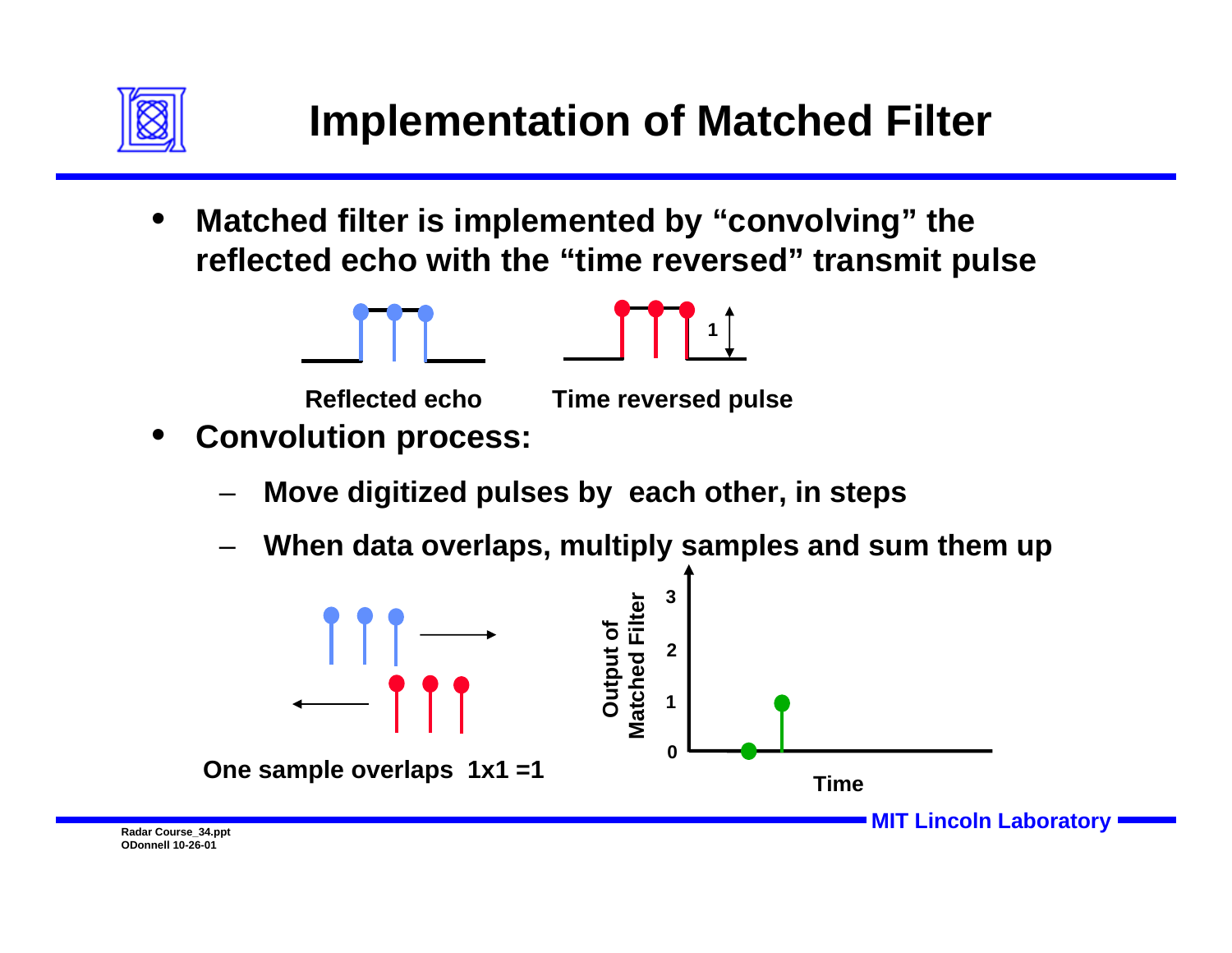# Implementation of Matched Filter

- **Matched filter is implemented by "convolving" the reflected echo with the "time reversed" transmit pulse**

Reflected echo　　Time reversed pulse

- **Convolution process:**
  - **Move digitized pulses by each other, in steps**
  - **When data overlaps, multiply samples and sum them up**

One sample overlaps 1x1 =1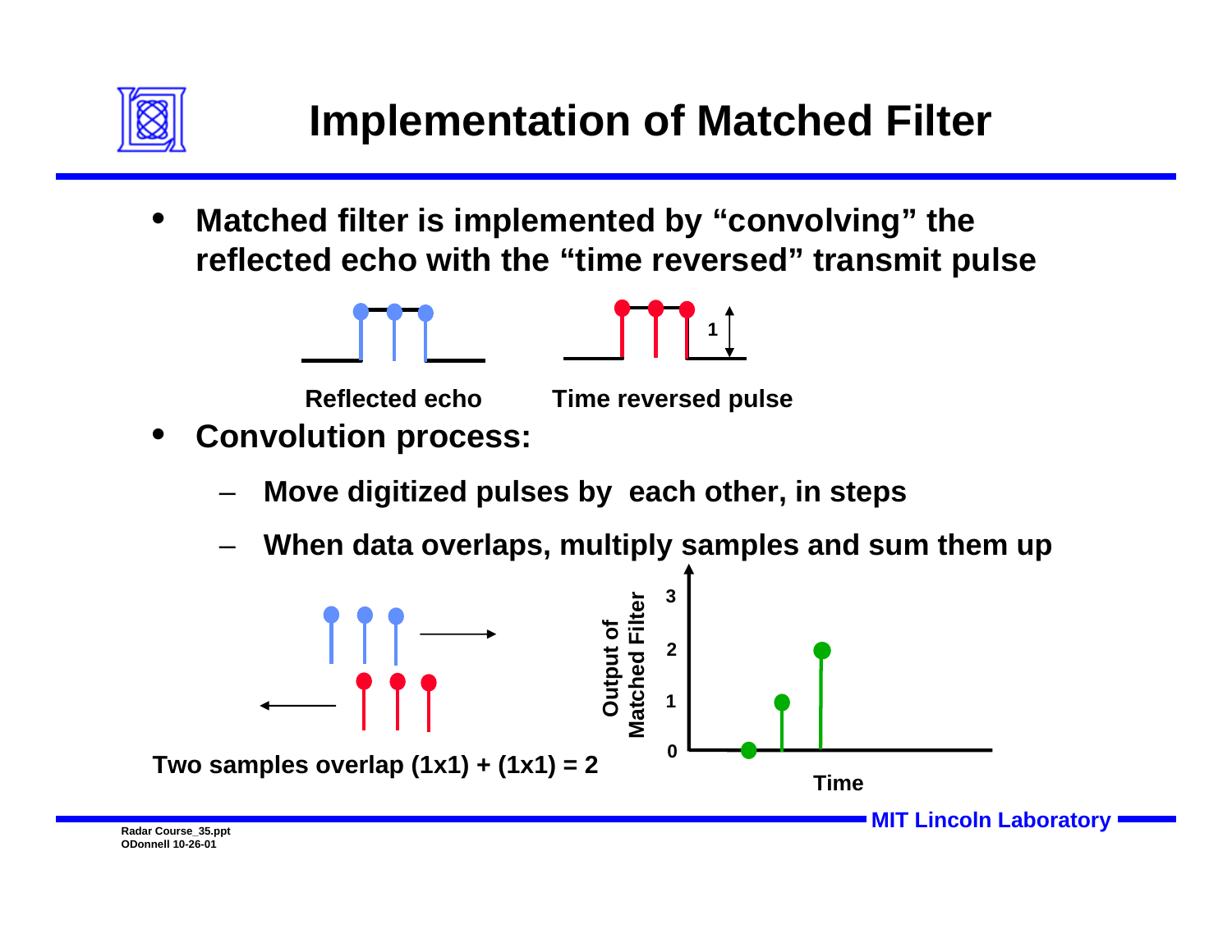# Implementation of Matched Filter

- **Matched filter is implemented by "convolving" the reflected echo with the "time reversed" transmit pulse**

1

Reflected echo | Time reversed pulse

- **Convolution process:**
  - Move digitized pulses by each other, in steps
  - When data overlaps, multiply samples and sum them up

Two samples overlap (1x1) + (1x1) = 2

Output of Matched Filter

3
2
1
0

Time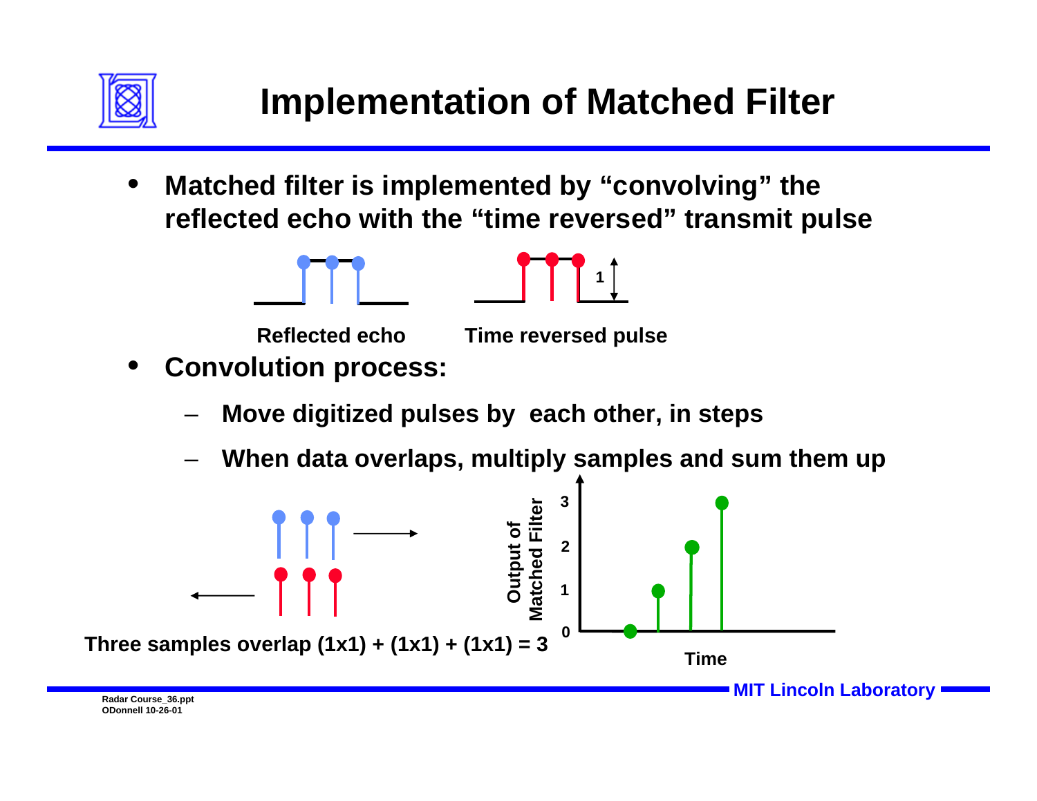# Implementation of Matched Filter

- **Matched filter is implemented by "convolving" the reflected echo with the "time reversed" transmit pulse**

**Reflected echo** **Time reversed pulse**

- **Convolution process:**
  - **Move digitized pulses by each other, in steps**
  - **When data overlaps, multiply samples and sum them up**

**Three samples overlap (1x1) + (1x1) + (1x1) = 3**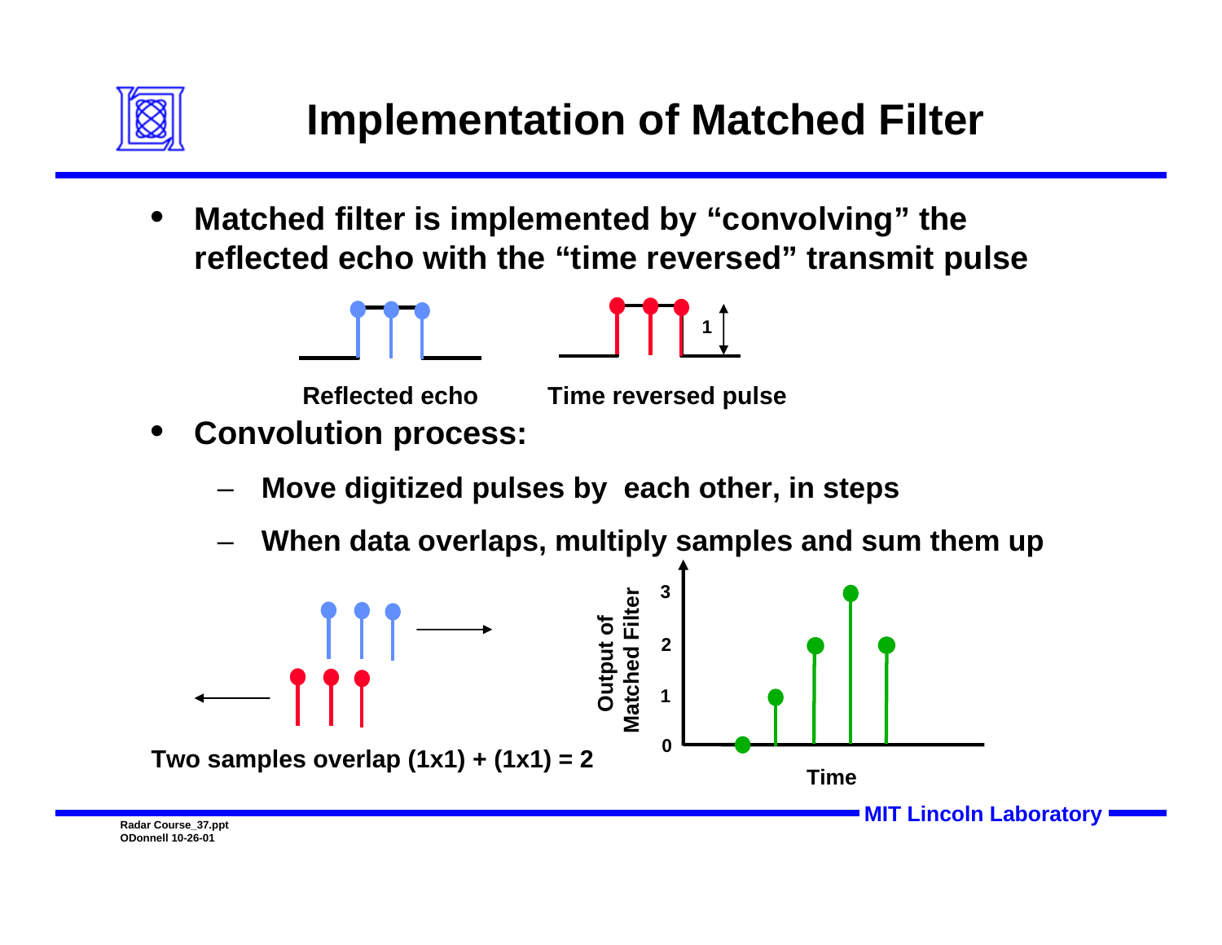# Implementation of Matched Filter

- **Matched filter is implemented by "convolving" the reflected echo with the "time reversed" transmit pulse**

Reflected echo

Time reversed pulse

1

- **Convolution process:**
  - **Move digitized pulses by each other, in steps**
  - **When data overlaps, multiply samples and sum them up**

**Two samples overlap (1x1) + (1x1) = 2**

Output of Matched Filter

3

2

1

0

Time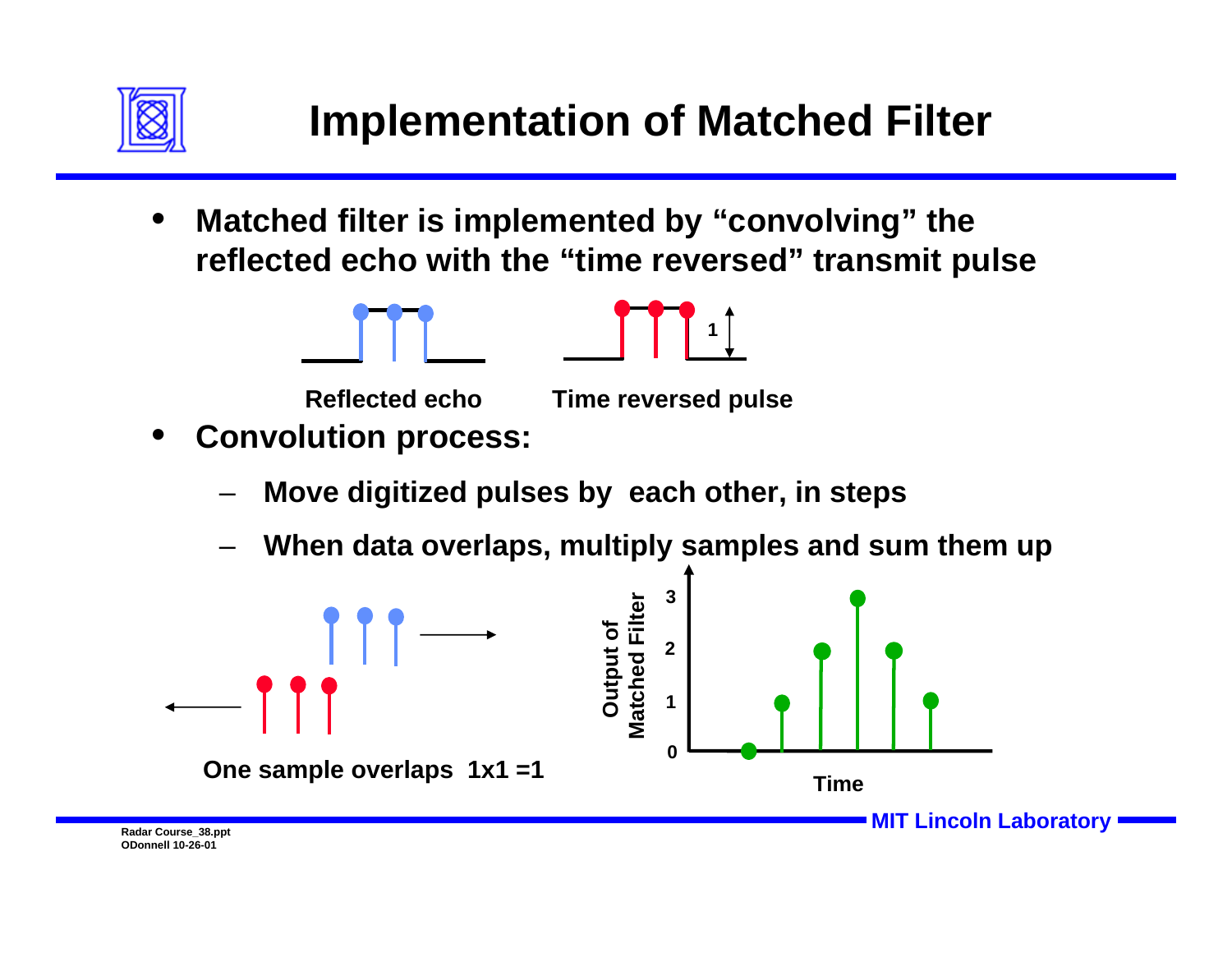# Implementation of Matched Filter

- Matched filter is implemented by "convolving" the reflected echo with the "time reversed" transmit pulse

Reflected echo    Time reversed pulse

- Convolution process:
  - Move digitized pulses by each other, in steps
  - When data overlaps, multiply samples and sum them up

One sample overlaps 1x1 =1

Output of Matched Filter

Time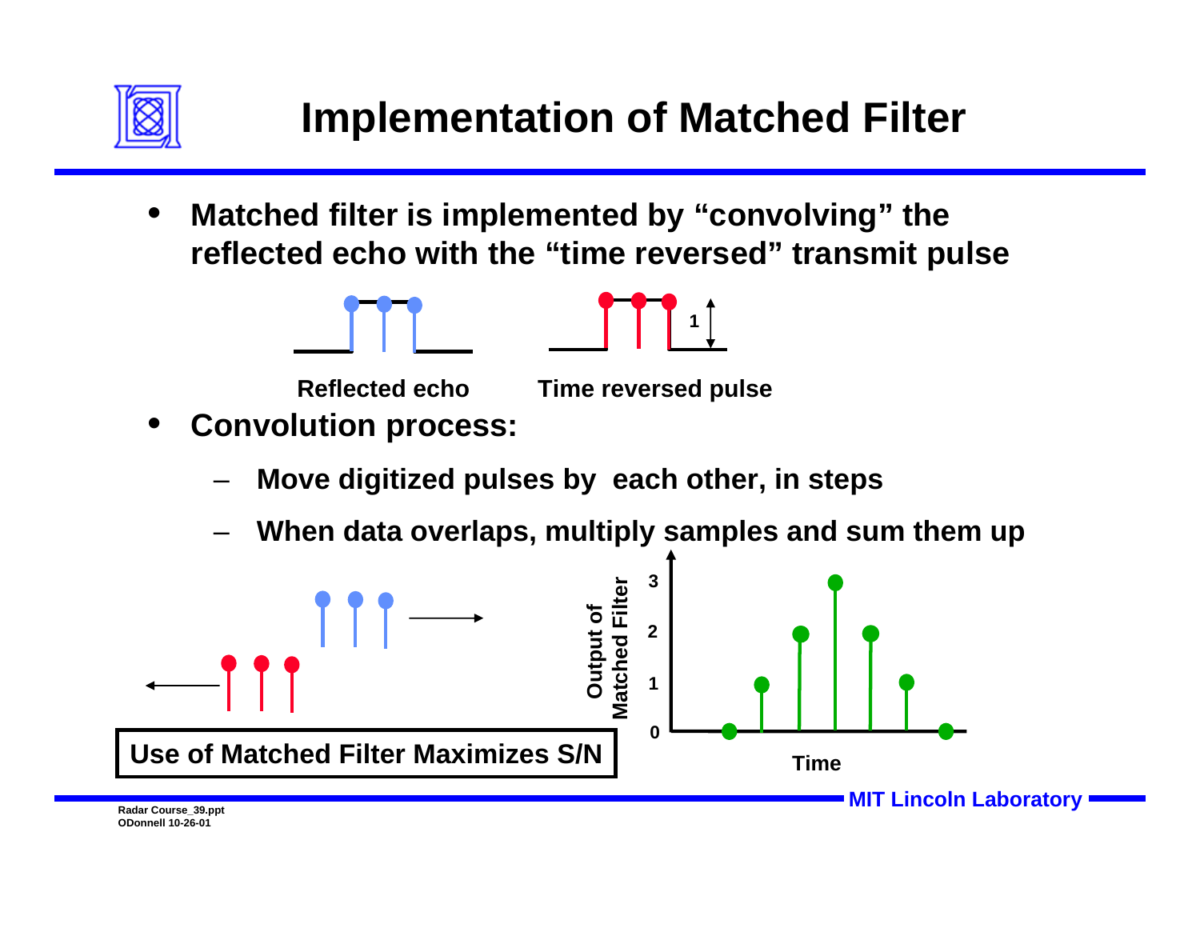# Implementation of Matched Filter

- **Matched filter is implemented by "convolving" the reflected echo with the "time reversed" transmit pulse**

Reflected echo    Time reversed pulse

1

- **Convolution process:**
  - **Move digitized pulses by each other, in steps**
  - **When data overlaps, multiply samples and sum them up**

Output of Matched Filter

3

2

1

0

Time

**Use of Matched Filter Maximizes S/N**

Radar Course_39.ppt
ODonnell 10-26-01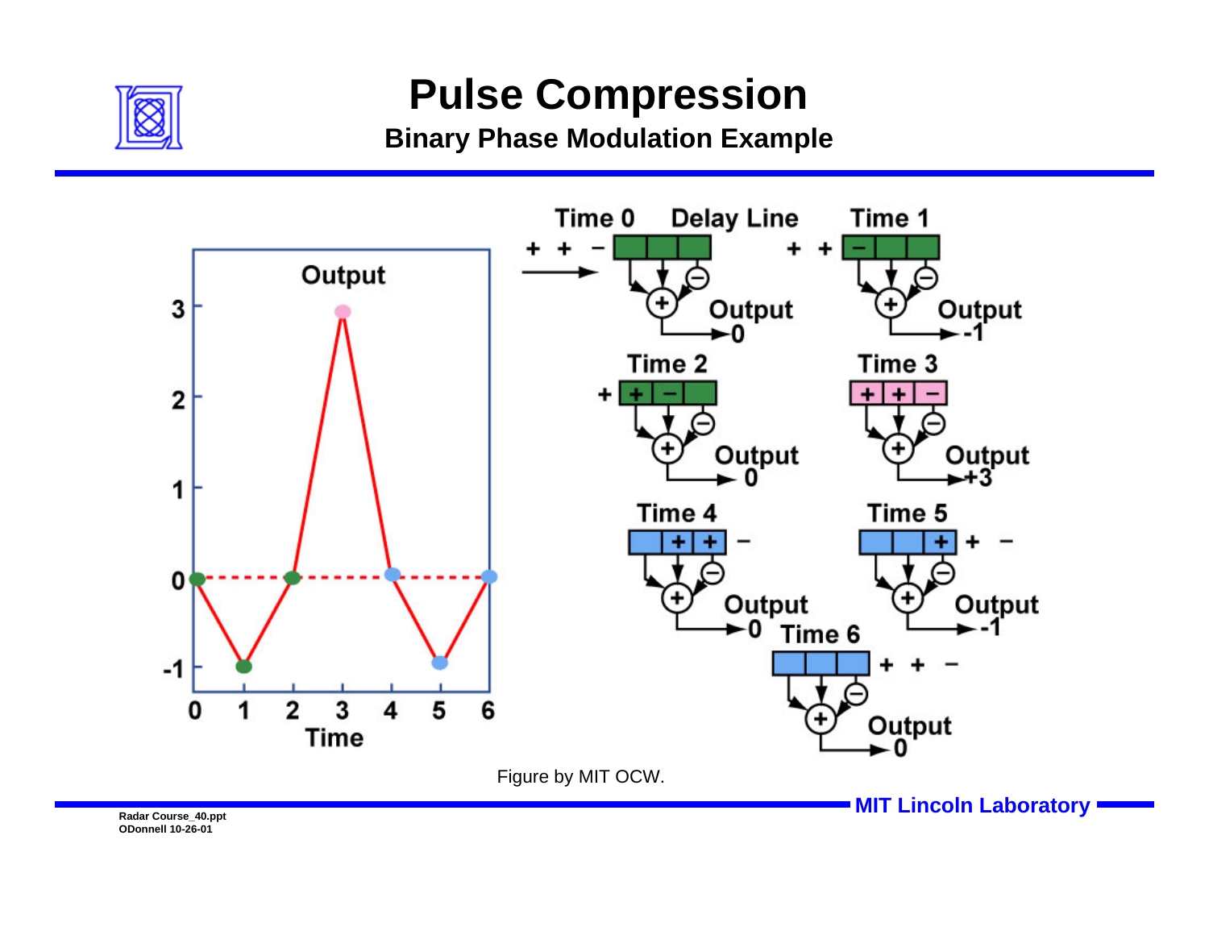# Pulse Compression

## Binary Phase Modulation Example

Figure by MIT OCW.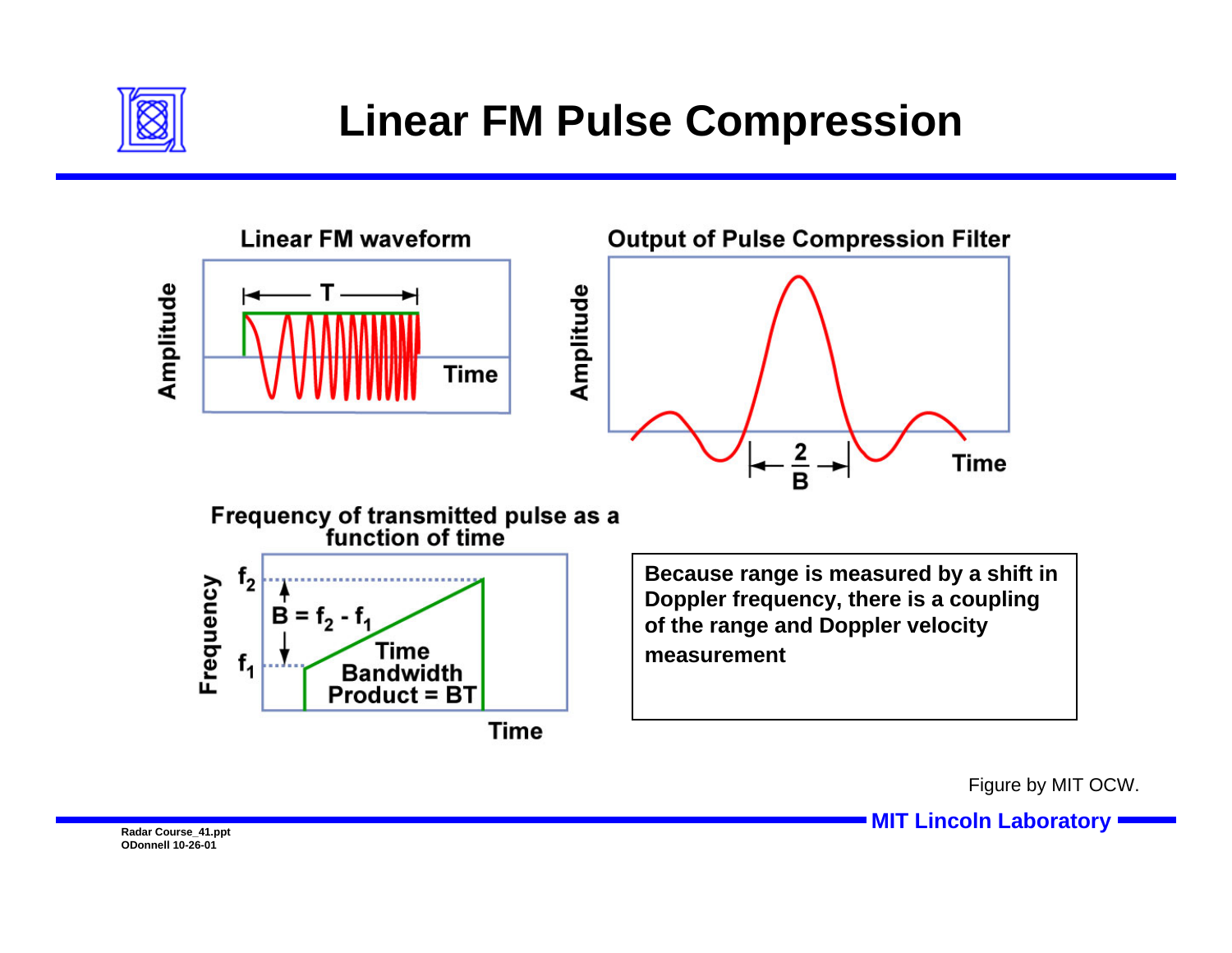# Linear FM Pulse Compression

**Linear FM waveform**

Amplitude

T

Time

**Output of Pulse Compression Filter**

Amplitude

$\frac{2}{B}$

Time

**Frequency of transmitted pulse as a function of time**

Frequency

$f_2$

$B = f_2 - f_1$

$f_1$

Time Bandwidth Product = BT

Time

**Because range is measured by a shift in Doppler frequency, there is a coupling of the range and Doppler velocity measurement**

Figure by MIT OCW.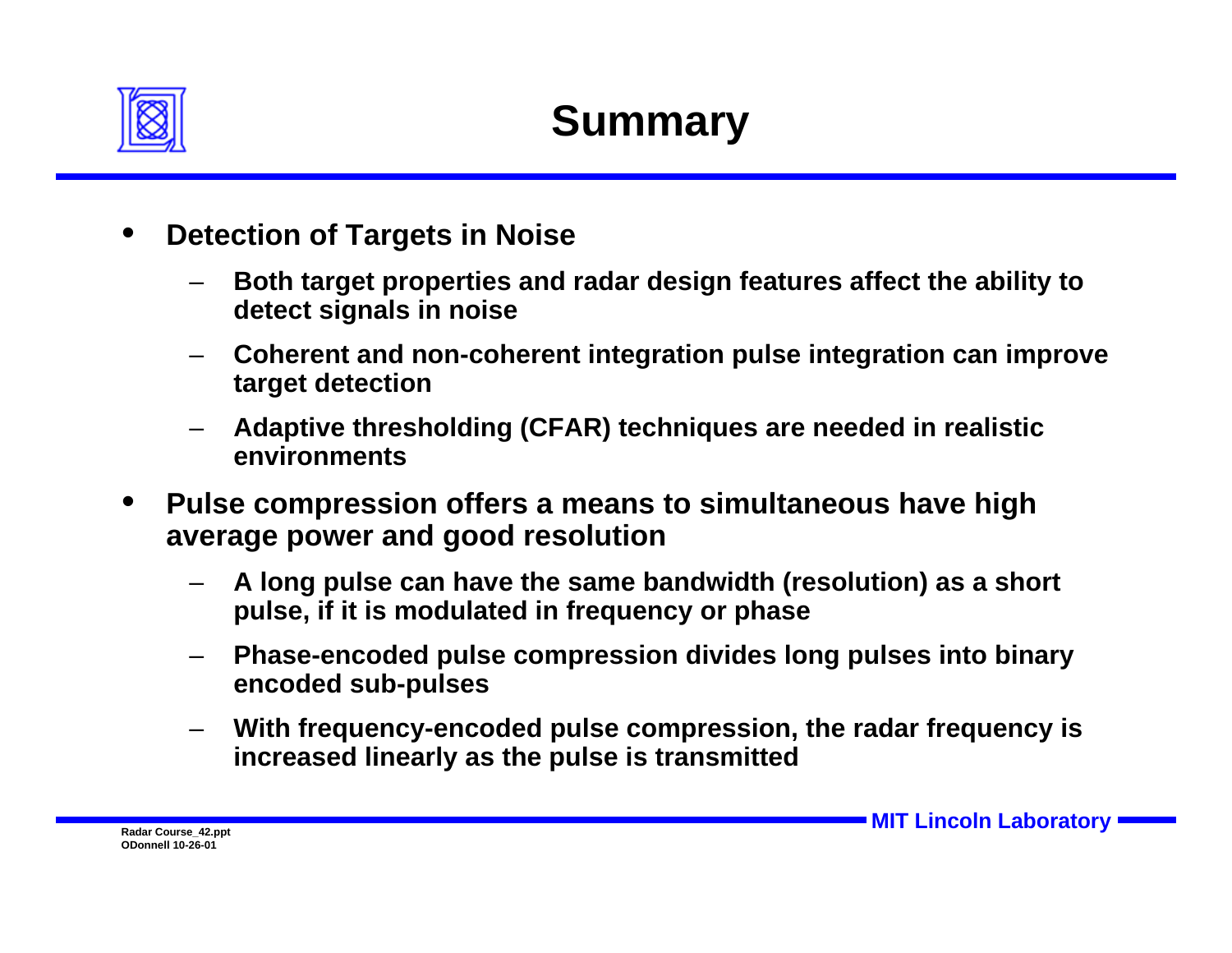# Summary

- **Detection of Targets in Noise**
  - **Both target properties and radar design features affect the ability to detect signals in noise**
  - **Coherent and non-coherent integration pulse integration can improve target detection**
  - **Adaptive thresholding (CFAR) techniques are needed in realistic environments**
- **Pulse compression offers a means to simultaneous have high average power and good resolution**
  - **A long pulse can have the same bandwidth (resolution) as a short pulse, if it is modulated in frequency or phase**
  - **Phase-encoded pulse compression divides long pulses into binary encoded sub-pulses**
  - **With frequency-encoded pulse compression, the radar frequency is increased linearly as the pulse is transmitted**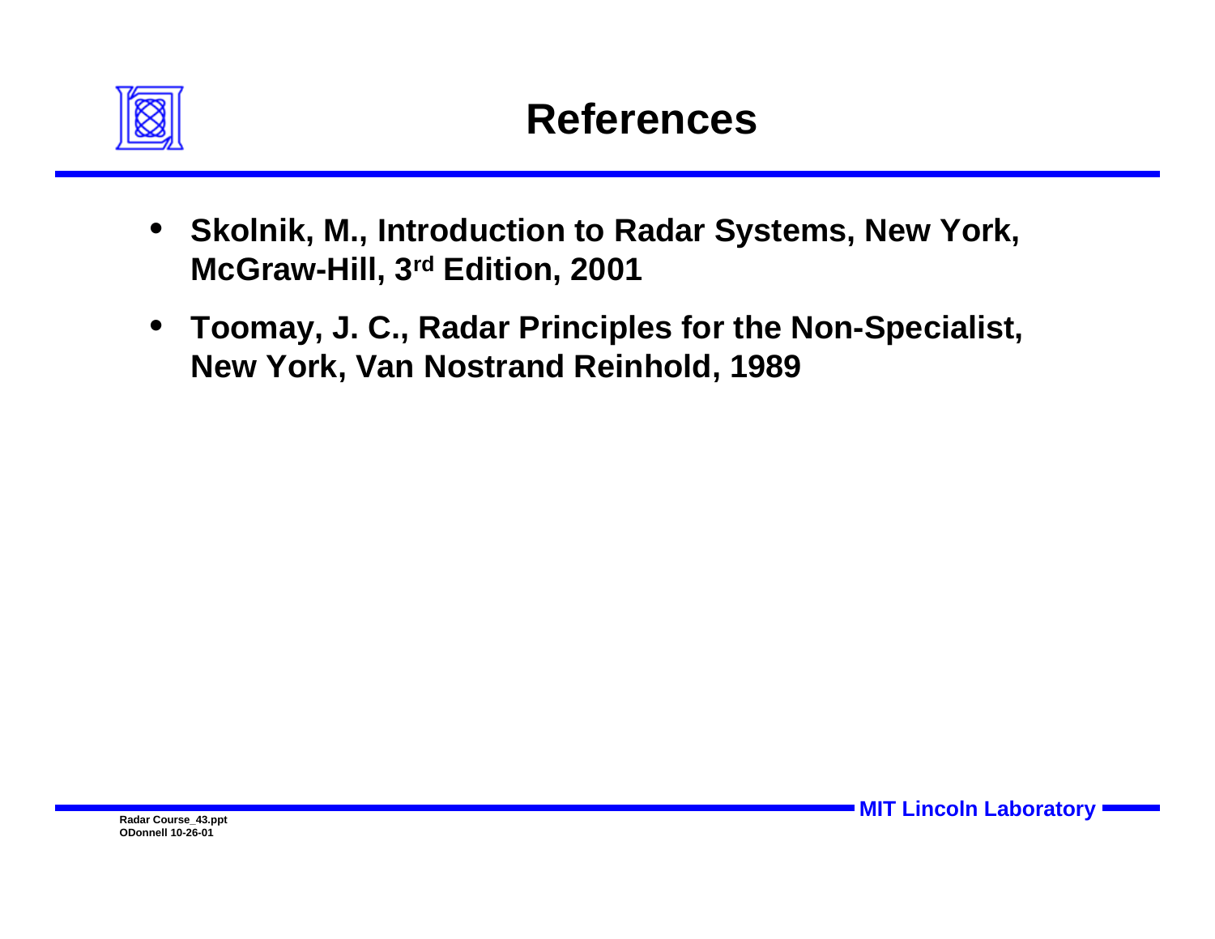# References

- **Skolnik, M., Introduction to Radar Systems, New York, McGraw-Hill, 3rd Edition, 2001**
- **Toomay, J. C., Radar Principles for the Non-Specialist, New York, Van Nostrand Reinhold, 1989**